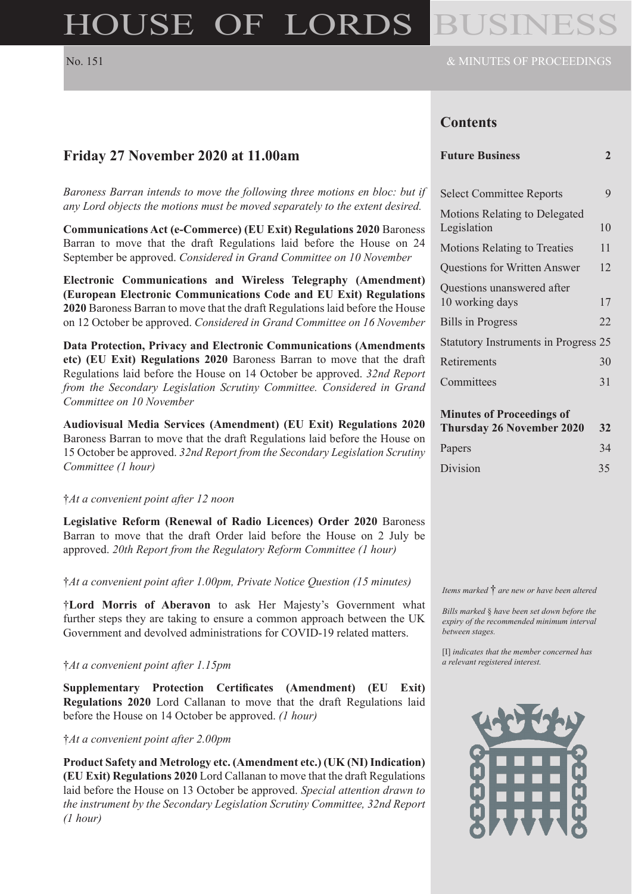# HOUSE OF LORDS BUSINESS

No. 151

& MINUTES OF PROCEEDINGS

## Friday 27 November 2020 at 11.00am

*Baroness Barran intends to move the following three motions en bloc: but if any Lord objects the motions must be moved separately to the extent desired.*

**Communications Act (e-Commerce) (EU Exit) Regulations 2020** Baroness Barran to move that the draft Regulations laid before the House on 24 September be approved. *Considered in Grand Committee on 10 November*

**Electronic Communications and Wireless Telegraphy (Amendment) (European Electronic Communications Code and EU Exit) Regulations 2020** Baroness Barran to move that the draft Regulations laid before the House on 12 October be approved. *Considered in Grand Committee on 16 November*

**Data Protection, Privacy and Electronic Communications (Amendments etc) (EU Exit) Regulations 2020** Baroness Barran to move that the draft Regulations laid before the House on 14 October be approved. *32nd Report from the Secondary Legislation Scrutiny Committee. Considered in Grand Committee on 10 November*

**Audiovisual Media Services (Amendment) (EU Exit) Regulations 2020** Baroness Barran to move that the draft Regulations laid before the House on 15 October be approved. *32nd Report from the Secondary Legislation Scrutiny Committee (1 hour)*

†*At a convenient point after 12 noon*

**Legislative Reform (Renewal of Radio Licences) Order 2020** Baroness Barran to move that the draft Order laid before the House on 2 July be approved. *20th Report from the Regulatory Reform Committee (1 hour)*

†*At a convenient point after 1.00pm, Private Notice Question (15 minutes)*

†**Lord Morris of Aberavon** to ask Her Majesty's Government what further steps they are taking to ensure a common approach between the UK Government and devolved administrations for COVID-19 related matters.

†*At a convenient point after 1.15pm*

**Supplementary Protection Certificates (Amendment) (EU Exit) Regulations 2020** Lord Callanan to move that the draft Regulations laid before the House on 14 October be approved. *(1 hour)*

†*At a convenient point after 2.00pm*

**Product Safety and Metrology etc. (Amendment etc.) (UK (NI) Indication) (EU Exit) Regulations 2020** Lord Callanan to move that the draft Regulations laid before the House on 13 October be approved. *Special attention drawn to the instrument by the Secondary Legislation Scrutiny Committee, 32nd Report (1 hour)*

## Contents

| | |
|---|---|
| **Future Business** | **2** |
| Select Committee Reports | 9 |
| Motions Relating to Delegated Legislation | 10 |
| Motions Relating to Treaties | 11 |
| Questions for Written Answer | 12 |
| Questions unanswered after 10 working days | 17 |
| Bills in Progress | 22 |
| Statutory Instruments in Progress | 25 |
| Retirements | 30 |
| Committees | 31 |
| **Minutes of Proceedings of Thursday 26 November 2020** | **32** |
| Papers | 34 |
| Division | 35 |

*Items marked* † *are new or have been altered*

*Bills marked § have been set down before the expiry of the recommended minimum interval between stages.*

[I] *indicates that the member concerned has a relevant registered interest.*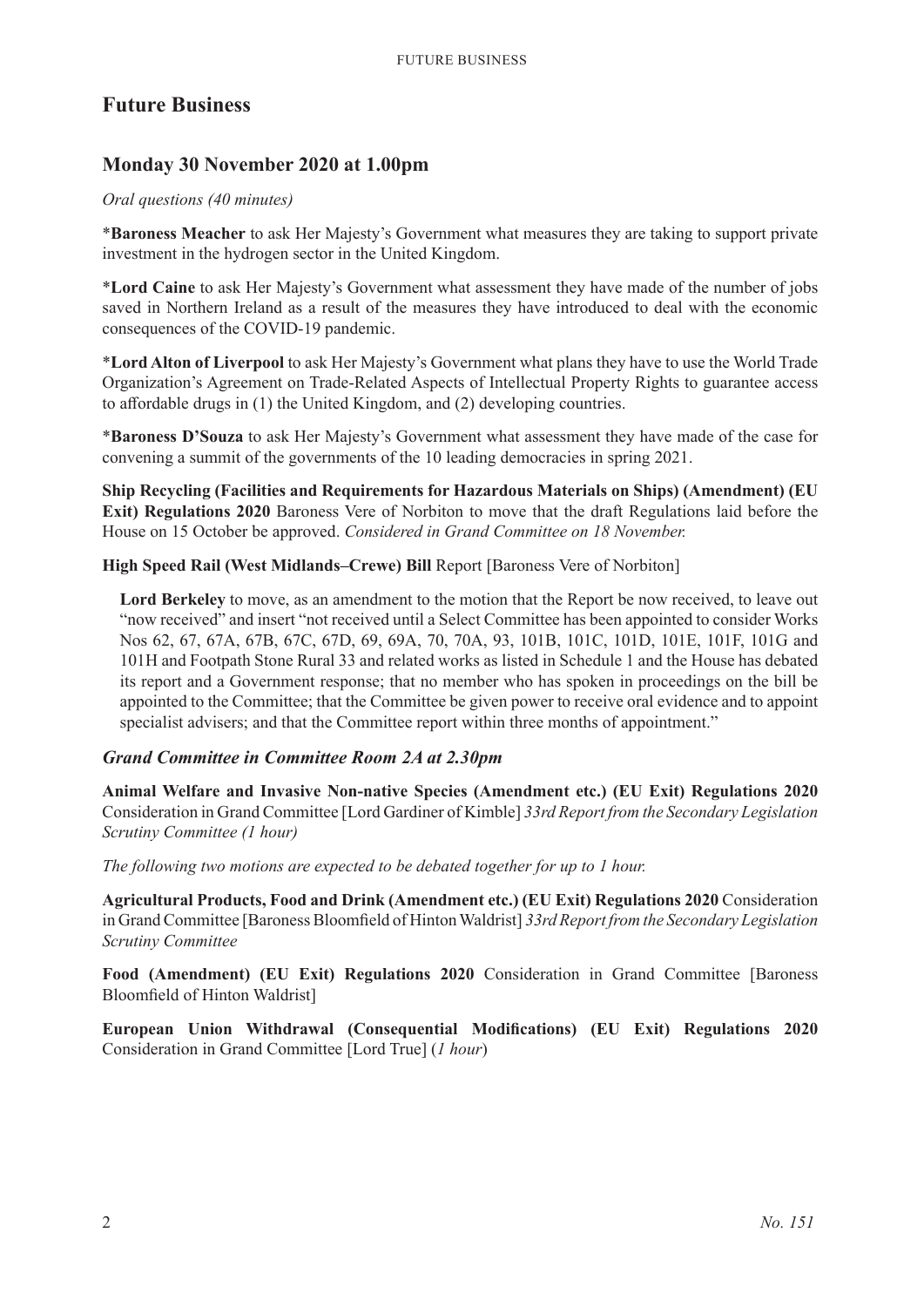# Future Business

## Monday 30 November 2020 at 1.00pm

*Oral questions (40 minutes)*

\***Baroness Meacher** to ask Her Majesty's Government what measures they are taking to support private investment in the hydrogen sector in the United Kingdom.

\***Lord Caine** to ask Her Majesty's Government what assessment they have made of the number of jobs saved in Northern Ireland as a result of the measures they have introduced to deal with the economic consequences of the COVID-19 pandemic.

\***Lord Alton of Liverpool** to ask Her Majesty's Government what plans they have to use the World Trade Organization's Agreement on Trade-Related Aspects of Intellectual Property Rights to guarantee access to affordable drugs in (1) the United Kingdom, and (2) developing countries.

\***Baroness D'Souza** to ask Her Majesty's Government what assessment they have made of the case for convening a summit of the governments of the 10 leading democracies in spring 2021.

**Ship Recycling (Facilities and Requirements for Hazardous Materials on Ships) (Amendment) (EU Exit) Regulations 2020** Baroness Vere of Norbiton to move that the draft Regulations laid before the House on 15 October be approved. *Considered in Grand Committee on 18 November.*

**High Speed Rail (West Midlands–Crewe) Bill** Report [Baroness Vere of Norbiton]

> **Lord Berkeley** to move, as an amendment to the motion that the Report be now received, to leave out "now received" and insert "not received until a Select Committee has been appointed to consider Works Nos 62, 67, 67A, 67B, 67C, 67D, 69, 69A, 70, 70A, 93, 101B, 101C, 101D, 101E, 101F, 101G and 101H and Footpath Stone Rural 33 and related works as listed in Schedule 1 and the House has debated its report and a Government response; that no member who has spoken in proceedings on the bill be appointed to the Committee; that the Committee be given power to receive oral evidence and to appoint specialist advisers; and that the Committee report within three months of appointment."

### *Grand Committee in Committee Room 2A at 2.30pm*

**Animal Welfare and Invasive Non-native Species (Amendment etc.) (EU Exit) Regulations 2020** Consideration in Grand Committee [Lord Gardiner of Kimble] *33rd Report from the Secondary Legislation Scrutiny Committee (1 hour)*

*The following two motions are expected to be debated together for up to 1 hour.*

**Agricultural Products, Food and Drink (Amendment etc.) (EU Exit) Regulations 2020** Consideration in Grand Committee [Baroness Bloomfield of Hinton Waldrist] *33rd Report from the Secondary Legislation Scrutiny Committee*

**Food (Amendment) (EU Exit) Regulations 2020** Consideration in Grand Committee [Baroness Bloomfield of Hinton Waldrist]

**European Union Withdrawal (Consequential Modifications) (EU Exit) Regulations 2020** Consideration in Grand Committee [Lord True] (*1 hour*)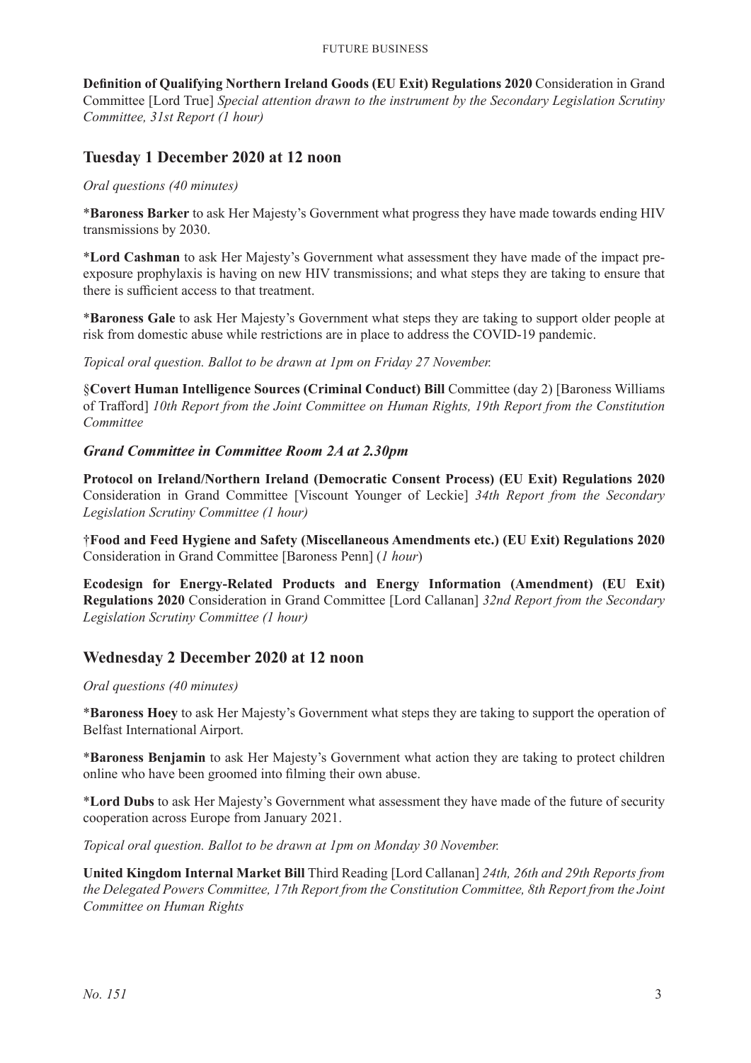**Definition of Qualifying Northern Ireland Goods (EU Exit) Regulations 2020** Consideration in Grand Committee [Lord True] *Special attention drawn to the instrument by the Secondary Legislation Scrutiny Committee, 31st Report (1 hour)*

## Tuesday 1 December 2020 at 12 noon

*Oral questions (40 minutes)*

*__Baroness Barker__ to ask Her Majesty's Government what progress they have made towards ending HIV transmissions by 2030.

*__Lord Cashman__ to ask Her Majesty's Government what assessment they have made of the impact pre-exposure prophylaxis is having on new HIV transmissions; and what steps they are taking to ensure that there is sufficient access to that treatment.

*__Baroness Gale__ to ask Her Majesty's Government what steps they are taking to support older people at risk from domestic abuse while restrictions are in place to address the COVID-19 pandemic.

*Topical oral question. Ballot to be drawn at 1pm on Friday 27 November.*

§**Covert Human Intelligence Sources (Criminal Conduct) Bill** Committee (day 2) [Baroness Williams of Trafford] *10th Report from the Joint Committee on Human Rights, 19th Report from the Constitution Committee*

### *Grand Committee in Committee Room 2A at 2.30pm*

**Protocol on Ireland/Northern Ireland (Democratic Consent Process) (EU Exit) Regulations 2020** Consideration in Grand Committee [Viscount Younger of Leckie] *34th Report from the Secondary Legislation Scrutiny Committee (1 hour)*

†**Food and Feed Hygiene and Safety (Miscellaneous Amendments etc.) (EU Exit) Regulations 2020** Consideration in Grand Committee [Baroness Penn] (*1 hour*)

**Ecodesign for Energy-Related Products and Energy Information (Amendment) (EU Exit) Regulations 2020** Consideration in Grand Committee [Lord Callanan] *32nd Report from the Secondary Legislation Scrutiny Committee (1 hour)*

## Wednesday 2 December 2020 at 12 noon

*Oral questions (40 minutes)*

*__Baroness Hoey__ to ask Her Majesty's Government what steps they are taking to support the operation of Belfast International Airport.

*__Baroness Benjamin__ to ask Her Majesty's Government what action they are taking to protect children online who have been groomed into filming their own abuse.

*__Lord Dubs__ to ask Her Majesty's Government what assessment they have made of the future of security cooperation across Europe from January 2021.

*Topical oral question. Ballot to be drawn at 1pm on Monday 30 November.*

**United Kingdom Internal Market Bill** Third Reading [Lord Callanan] *24th, 26th and 29th Reports from the Delegated Powers Committee, 17th Report from the Constitution Committee, 8th Report from the Joint Committee on Human Rights*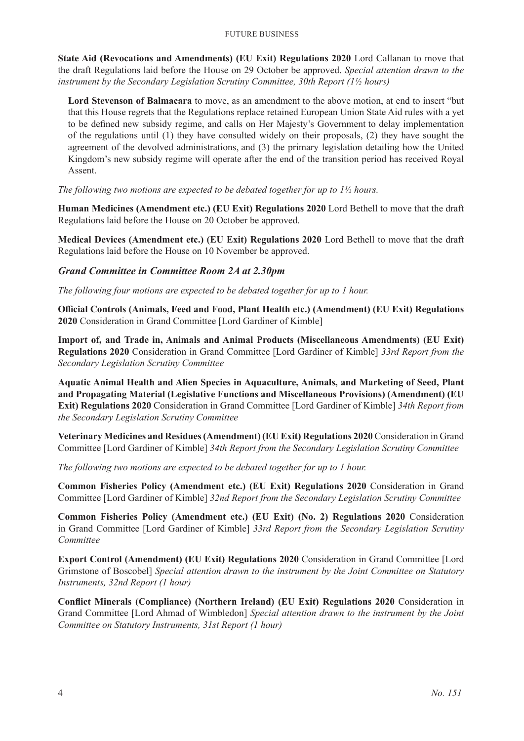**State Aid (Revocations and Amendments) (EU Exit) Regulations 2020** Lord Callanan to move that the draft Regulations laid before the House on 29 October be approved. *Special attention drawn to the instrument by the Secondary Legislation Scrutiny Committee, 30th Report (1½ hours)*

> **Lord Stevenson of Balmacara** to move, as an amendment to the above motion, at end to insert "but that this House regrets that the Regulations replace retained European Union State Aid rules with a yet to be defined new subsidy regime, and calls on Her Majesty's Government to delay implementation of the regulations until (1) they have consulted widely on their proposals, (2) they have sought the agreement of the devolved administrations, and (3) the primary legislation detailing how the United Kingdom's new subsidy regime will operate after the end of the transition period has received Royal Assent.

*The following two motions are expected to be debated together for up to 1½ hours.*

**Human Medicines (Amendment etc.) (EU Exit) Regulations 2020** Lord Bethell to move that the draft Regulations laid before the House on 20 October be approved.

**Medical Devices (Amendment etc.) (EU Exit) Regulations 2020** Lord Bethell to move that the draft Regulations laid before the House on 10 November be approved.

### *Grand Committee in Committee Room 2A at 2.30pm*

*The following four motions are expected to be debated together for up to 1 hour.*

**Official Controls (Animals, Feed and Food, Plant Health etc.) (Amendment) (EU Exit) Regulations 2020** Consideration in Grand Committee [Lord Gardiner of Kimble]

**Import of, and Trade in, Animals and Animal Products (Miscellaneous Amendments) (EU Exit) Regulations 2020** Consideration in Grand Committee [Lord Gardiner of Kimble] *33rd Report from the Secondary Legislation Scrutiny Committee*

**Aquatic Animal Health and Alien Species in Aquaculture, Animals, and Marketing of Seed, Plant and Propagating Material (Legislative Functions and Miscellaneous Provisions) (Amendment) (EU Exit) Regulations 2020** Consideration in Grand Committee [Lord Gardiner of Kimble] *34th Report from the Secondary Legislation Scrutiny Committee*

**Veterinary Medicines and Residues (Amendment) (EU Exit) Regulations 2020** Consideration in Grand Committee [Lord Gardiner of Kimble] *34th Report from the Secondary Legislation Scrutiny Committee*

*The following two motions are expected to be debated together for up to 1 hour.*

**Common Fisheries Policy (Amendment etc.) (EU Exit) Regulations 2020** Consideration in Grand Committee [Lord Gardiner of Kimble] *32nd Report from the Secondary Legislation Scrutiny Committee*

**Common Fisheries Policy (Amendment etc.) (EU Exit) (No. 2) Regulations 2020** Consideration in Grand Committee [Lord Gardiner of Kimble] *33rd Report from the Secondary Legislation Scrutiny Committee*

**Export Control (Amendment) (EU Exit) Regulations 2020** Consideration in Grand Committee [Lord Grimstone of Boscobel] *Special attention drawn to the instrument by the Joint Committee on Statutory Instruments, 32nd Report (1 hour)*

**Conflict Minerals (Compliance) (Northern Ireland) (EU Exit) Regulations 2020** Consideration in Grand Committee [Lord Ahmad of Wimbledon] *Special attention drawn to the instrument by the Joint Committee on Statutory Instruments, 31st Report (1 hour)*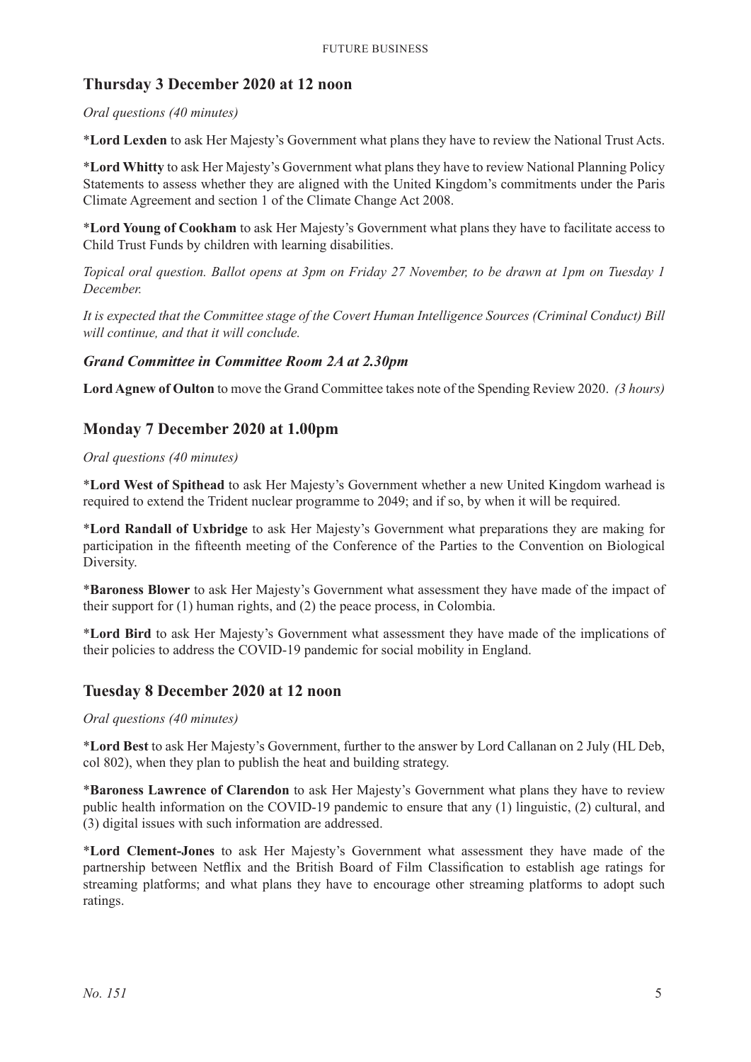## Thursday 3 December 2020 at 12 noon

*Oral questions (40 minutes)*

*__Lord Lexden__ to ask Her Majesty's Government what plans they have to review the National Trust Acts.

*__Lord Whitty__ to ask Her Majesty's Government what plans they have to review National Planning Policy Statements to assess whether they are aligned with the United Kingdom's commitments under the Paris Climate Agreement and section 1 of the Climate Change Act 2008.

*__Lord Young of Cookham__ to ask Her Majesty's Government what plans they have to facilitate access to Child Trust Funds by children with learning disabilities.

*Topical oral question. Ballot opens at 3pm on Friday 27 November, to be drawn at 1pm on Tuesday 1 December.*

*It is expected that the Committee stage of the Covert Human Intelligence Sources (Criminal Conduct) Bill will continue, and that it will conclude.*

### *Grand Committee in Committee Room 2A at 2.30pm*

**Lord Agnew of Oulton** to move the Grand Committee takes note of the Spending Review 2020. *(3 hours)*

## Monday 7 December 2020 at 1.00pm

*Oral questions (40 minutes)*

*__Lord West of Spithead__ to ask Her Majesty's Government whether a new United Kingdom warhead is required to extend the Trident nuclear programme to 2049; and if so, by when it will be required.

*__Lord Randall of Uxbridge__ to ask Her Majesty's Government what preparations they are making for participation in the fifteenth meeting of the Conference of the Parties to the Convention on Biological Diversity.

*__Baroness Blower__ to ask Her Majesty's Government what assessment they have made of the impact of their support for (1) human rights, and (2) the peace process, in Colombia.

*__Lord Bird__ to ask Her Majesty's Government what assessment they have made of the implications of their policies to address the COVID-19 pandemic for social mobility in England.

## Tuesday 8 December 2020 at 12 noon

*Oral questions (40 minutes)*

*__Lord Best__ to ask Her Majesty's Government, further to the answer by Lord Callanan on 2 July (HL Deb, col 802), when they plan to publish the heat and building strategy.

*__Baroness Lawrence of Clarendon__ to ask Her Majesty's Government what plans they have to review public health information on the COVID-19 pandemic to ensure that any (1) linguistic, (2) cultural, and (3) digital issues with such information are addressed.

*__Lord Clement-Jones__ to ask Her Majesty's Government what assessment they have made of the partnership between Netflix and the British Board of Film Classification to establish age ratings for streaming platforms; and what plans they have to encourage other streaming platforms to adopt such ratings.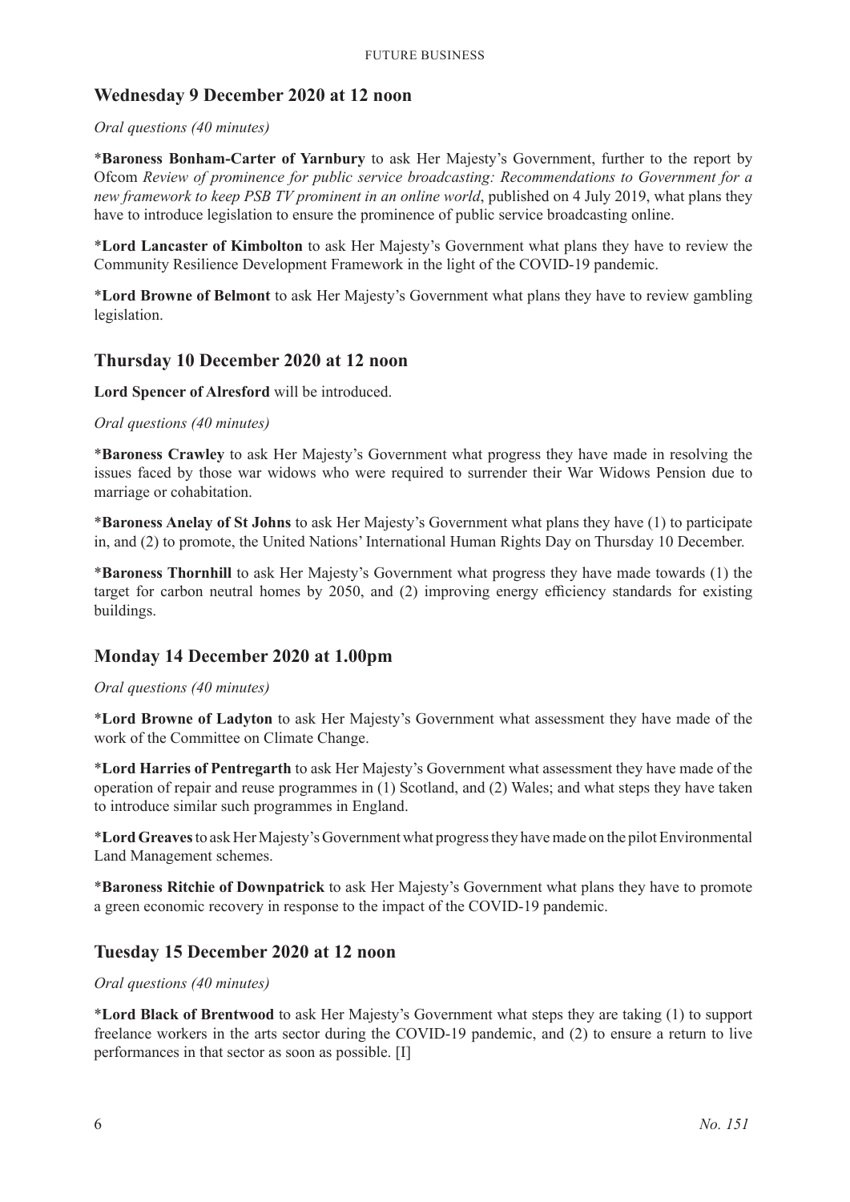## Wednesday 9 December 2020 at 12 noon

*Oral questions (40 minutes)*

*__Baroness Bonham-Carter of Yarnbury__ to ask Her Majesty's Government, further to the report by Ofcom *Review of prominence for public service broadcasting: Recommendations to Government for a new framework to keep PSB TV prominent in an online world*, published on 4 July 2019, what plans they have to introduce legislation to ensure the prominence of public service broadcasting online.

*__Lord Lancaster of Kimbolton__ to ask Her Majesty's Government what plans they have to review the Community Resilience Development Framework in the light of the COVID-19 pandemic.

*__Lord Browne of Belmont__ to ask Her Majesty's Government what plans they have to review gambling legislation.

## Thursday 10 December 2020 at 12 noon

**Lord Spencer of Alresford** will be introduced.

*Oral questions (40 minutes)*

*__Baroness Crawley__ to ask Her Majesty's Government what progress they have made in resolving the issues faced by those war widows who were required to surrender their War Widows Pension due to marriage or cohabitation.

*__Baroness Anelay of St Johns__ to ask Her Majesty's Government what plans they have (1) to participate in, and (2) to promote, the United Nations' International Human Rights Day on Thursday 10 December.

*__Baroness Thornhill__ to ask Her Majesty's Government what progress they have made towards (1) the target for carbon neutral homes by 2050, and (2) improving energy efficiency standards for existing buildings.

## Monday 14 December 2020 at 1.00pm

*Oral questions (40 minutes)*

*__Lord Browne of Ladyton__ to ask Her Majesty's Government what assessment they have made of the work of the Committee on Climate Change.

*__Lord Harries of Pentregarth__ to ask Her Majesty's Government what assessment they have made of the operation of repair and reuse programmes in (1) Scotland, and (2) Wales; and what steps they have taken to introduce similar such programmes in England.

*__Lord Greaves__ to ask Her Majesty's Government what progress they have made on the pilot Environmental Land Management schemes.

*__Baroness Ritchie of Downpatrick__ to ask Her Majesty's Government what plans they have to promote a green economic recovery in response to the impact of the COVID-19 pandemic.

## Tuesday 15 December 2020 at 12 noon

*Oral questions (40 minutes)*

*__Lord Black of Brentwood__ to ask Her Majesty's Government what steps they are taking (1) to support freelance workers in the arts sector during the COVID-19 pandemic, and (2) to ensure a return to live performances in that sector as soon as possible. [I]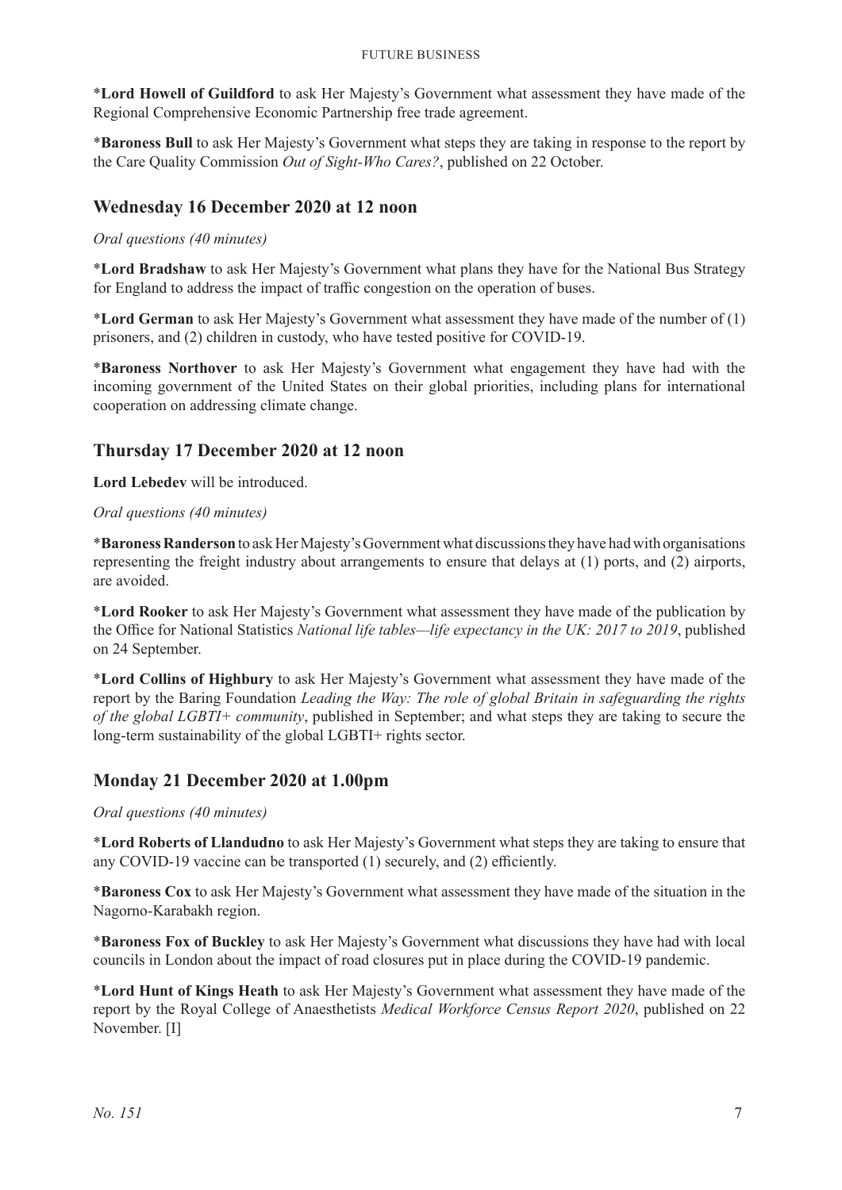*__Lord Howell of Guildford__ to ask Her Majesty's Government what assessment they have made of the Regional Comprehensive Economic Partnership free trade agreement.

*__Baroness Bull__ to ask Her Majesty's Government what steps they are taking in response to the report by the Care Quality Commission *Out of Sight-Who Cares?*, published on 22 October.

## Wednesday 16 December 2020 at 12 noon

*Oral questions (40 minutes)*

*__Lord Bradshaw__ to ask Her Majesty's Government what plans they have for the National Bus Strategy for England to address the impact of traffic congestion on the operation of buses.

*__Lord German__ to ask Her Majesty's Government what assessment they have made of the number of (1) prisoners, and (2) children in custody, who have tested positive for COVID-19.

*__Baroness Northover__ to ask Her Majesty's Government what engagement they have had with the incoming government of the United States on their global priorities, including plans for international cooperation on addressing climate change.

## Thursday 17 December 2020 at 12 noon

**Lord Lebedev** will be introduced.

*Oral questions (40 minutes)*

*__Baroness Randerson__ to ask Her Majesty's Government what discussions they have had with organisations representing the freight industry about arrangements to ensure that delays at (1) ports, and (2) airports, are avoided.

*__Lord Rooker__ to ask Her Majesty's Government what assessment they have made of the publication by the Office for National Statistics *National life tables—life expectancy in the UK: 2017 to 2019*, published on 24 September.

*__Lord Collins of Highbury__ to ask Her Majesty's Government what assessment they have made of the report by the Baring Foundation *Leading the Way: The role of global Britain in safeguarding the rights of the global LGBTI+ community*, published in September; and what steps they are taking to secure the long-term sustainability of the global LGBTI+ rights sector.

## Monday 21 December 2020 at 1.00pm

*Oral questions (40 minutes)*

*__Lord Roberts of Llandudno__ to ask Her Majesty's Government what steps they are taking to ensure that any COVID-19 vaccine can be transported (1) securely, and (2) efficiently.

*__Baroness Cox__ to ask Her Majesty's Government what assessment they have made of the situation in the Nagorno-Karabakh region.

*__Baroness Fox of Buckley__ to ask Her Majesty's Government what discussions they have had with local councils in London about the impact of road closures put in place during the COVID-19 pandemic.

*__Lord Hunt of Kings Heath__ to ask Her Majesty's Government what assessment they have made of the report by the Royal College of Anaesthetists *Medical Workforce Census Report 2020*, published on 22 November. [I]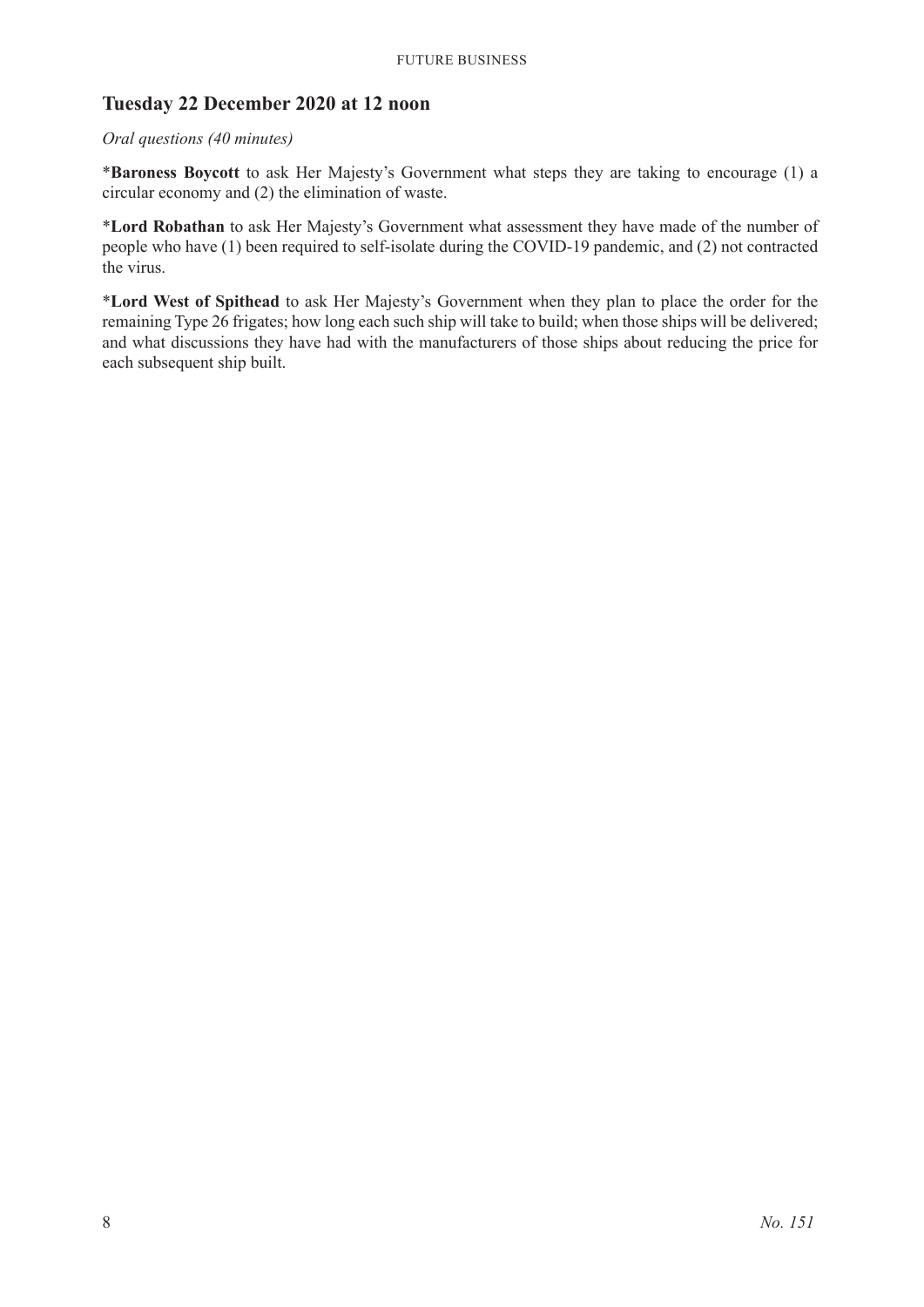## Tuesday 22 December 2020 at 12 noon

*Oral questions (40 minutes)*

*__Baroness Boycott__ to ask Her Majesty's Government what steps they are taking to encourage (1) a circular economy and (2) the elimination of waste.

*__Lord Robathan__ to ask Her Majesty's Government what assessment they have made of the number of people who have (1) been required to self-isolate during the COVID-19 pandemic, and (2) not contracted the virus.

*__Lord West of Spithead__ to ask Her Majesty's Government when they plan to place the order for the remaining Type 26 frigates; how long each such ship will take to build; when those ships will be delivered; and what discussions they have had with the manufacturers of those ships about reducing the price for each subsequent ship built.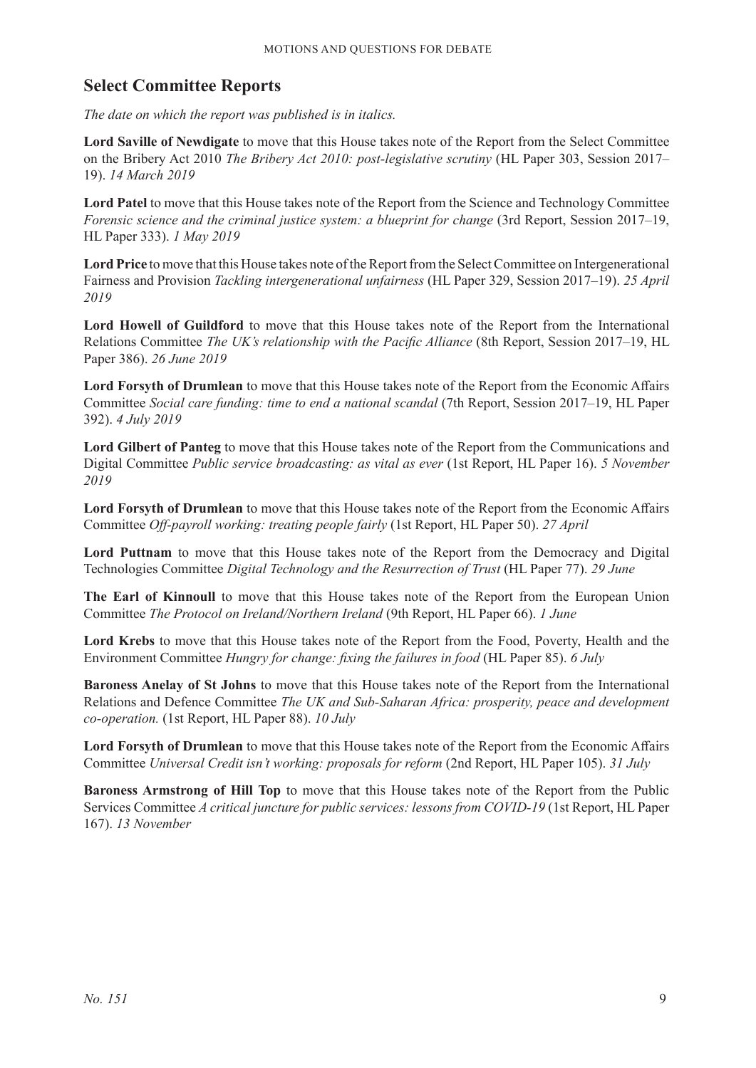## Select Committee Reports

*The date on which the report was published is in italics.*

**Lord Saville of Newdigate** to move that this House takes note of the Report from the Select Committee on the Bribery Act 2010 *The Bribery Act 2010: post-legislative scrutiny* (HL Paper 303, Session 2017–19). *14 March 2019*

**Lord Patel** to move that this House takes note of the Report from the Science and Technology Committee *Forensic science and the criminal justice system: a blueprint for change* (3rd Report, Session 2017–19, HL Paper 333). *1 May 2019*

**Lord Price** to move that this House takes note of the Report from the Select Committee on Intergenerational Fairness and Provision *Tackling intergenerational unfairness* (HL Paper 329, Session 2017–19). *25 April 2019*

**Lord Howell of Guildford** to move that this House takes note of the Report from the International Relations Committee *The UK's relationship with the Pacific Alliance* (8th Report, Session 2017–19, HL Paper 386). *26 June 2019*

**Lord Forsyth of Drumlean** to move that this House takes note of the Report from the Economic Affairs Committee *Social care funding: time to end a national scandal* (7th Report, Session 2017–19, HL Paper 392). *4 July 2019*

**Lord Gilbert of Panteg** to move that this House takes note of the Report from the Communications and Digital Committee *Public service broadcasting: as vital as ever* (1st Report, HL Paper 16). *5 November 2019*

**Lord Forsyth of Drumlean** to move that this House takes note of the Report from the Economic Affairs Committee *Off-payroll working: treating people fairly* (1st Report, HL Paper 50). *27 April*

**Lord Puttnam** to move that this House takes note of the Report from the Democracy and Digital Technologies Committee *Digital Technology and the Resurrection of Trust* (HL Paper 77). *29 June*

**The Earl of Kinnoull** to move that this House takes note of the Report from the European Union Committee *The Protocol on Ireland/Northern Ireland* (9th Report, HL Paper 66). *1 June*

**Lord Krebs** to move that this House takes note of the Report from the Food, Poverty, Health and the Environment Committee *Hungry for change: fixing the failures in food* (HL Paper 85). *6 July*

**Baroness Anelay of St Johns** to move that this House takes note of the Report from the International Relations and Defence Committee *The UK and Sub-Saharan Africa: prosperity, peace and development co-operation.* (1st Report, HL Paper 88). *10 July*

**Lord Forsyth of Drumlean** to move that this House takes note of the Report from the Economic Affairs Committee *Universal Credit isn't working: proposals for reform* (2nd Report, HL Paper 105). *31 July*

**Baroness Armstrong of Hill Top** to move that this House takes note of the Report from the Public Services Committee *A critical juncture for public services: lessons from COVID-19* (1st Report, HL Paper 167). *13 November*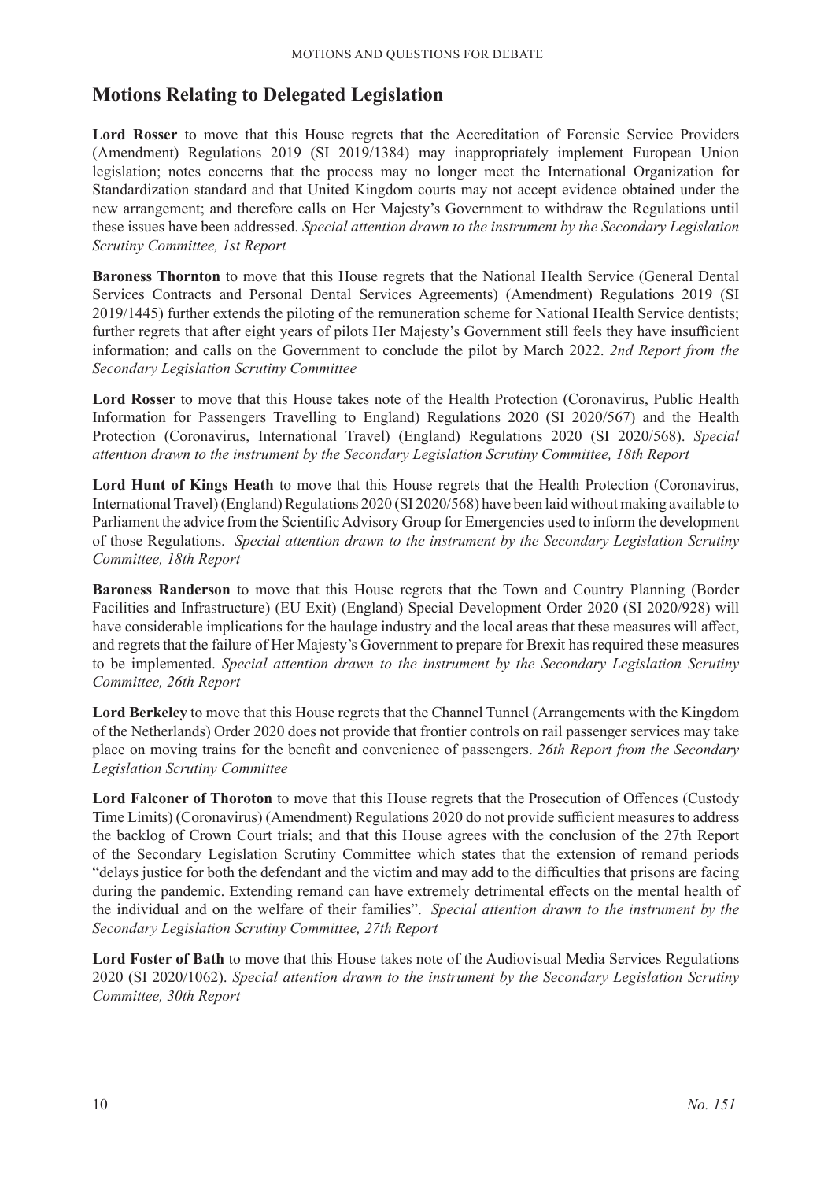## Motions Relating to Delegated Legislation

**Lord Rosser** to move that this House regrets that the Accreditation of Forensic Service Providers (Amendment) Regulations 2019 (SI 2019/1384) may inappropriately implement European Union legislation; notes concerns that the process may no longer meet the International Organization for Standardization standard and that United Kingdom courts may not accept evidence obtained under the new arrangement; and therefore calls on Her Majesty's Government to withdraw the Regulations until these issues have been addressed. *Special attention drawn to the instrument by the Secondary Legislation Scrutiny Committee, 1st Report*

**Baroness Thornton** to move that this House regrets that the National Health Service (General Dental Services Contracts and Personal Dental Services Agreements) (Amendment) Regulations 2019 (SI 2019/1445) further extends the piloting of the remuneration scheme for National Health Service dentists; further regrets that after eight years of pilots Her Majesty's Government still feels they have insufficient information; and calls on the Government to conclude the pilot by March 2022. *2nd Report from the Secondary Legislation Scrutiny Committee*

**Lord Rosser** to move that this House takes note of the Health Protection (Coronavirus, Public Health Information for Passengers Travelling to England) Regulations 2020 (SI 2020/567) and the Health Protection (Coronavirus, International Travel) (England) Regulations 2020 (SI 2020/568). *Special attention drawn to the instrument by the Secondary Legislation Scrutiny Committee, 18th Report*

**Lord Hunt of Kings Heath** to move that this House regrets that the Health Protection (Coronavirus, International Travel) (England) Regulations 2020 (SI 2020/568) have been laid without making available to Parliament the advice from the Scientific Advisory Group for Emergencies used to inform the development of those Regulations. *Special attention drawn to the instrument by the Secondary Legislation Scrutiny Committee, 18th Report*

**Baroness Randerson** to move that this House regrets that the Town and Country Planning (Border Facilities and Infrastructure) (EU Exit) (England) Special Development Order 2020 (SI 2020/928) will have considerable implications for the haulage industry and the local areas that these measures will affect, and regrets that the failure of Her Majesty's Government to prepare for Brexit has required these measures to be implemented. *Special attention drawn to the instrument by the Secondary Legislation Scrutiny Committee, 26th Report*

**Lord Berkeley** to move that this House regrets that the Channel Tunnel (Arrangements with the Kingdom of the Netherlands) Order 2020 does not provide that frontier controls on rail passenger services may take place on moving trains for the benefit and convenience of passengers. *26th Report from the Secondary Legislation Scrutiny Committee*

**Lord Falconer of Thoroton** to move that this House regrets that the Prosecution of Offences (Custody Time Limits) (Coronavirus) (Amendment) Regulations 2020 do not provide sufficient measures to address the backlog of Crown Court trials; and that this House agrees with the conclusion of the 27th Report of the Secondary Legislation Scrutiny Committee which states that the extension of remand periods "delays justice for both the defendant and the victim and may add to the difficulties that prisons are facing during the pandemic. Extending remand can have extremely detrimental effects on the mental health of the individual and on the welfare of their families". *Special attention drawn to the instrument by the Secondary Legislation Scrutiny Committee, 27th Report*

**Lord Foster of Bath** to move that this House takes note of the Audiovisual Media Services Regulations 2020 (SI 2020/1062). *Special attention drawn to the instrument by the Secondary Legislation Scrutiny Committee, 30th Report*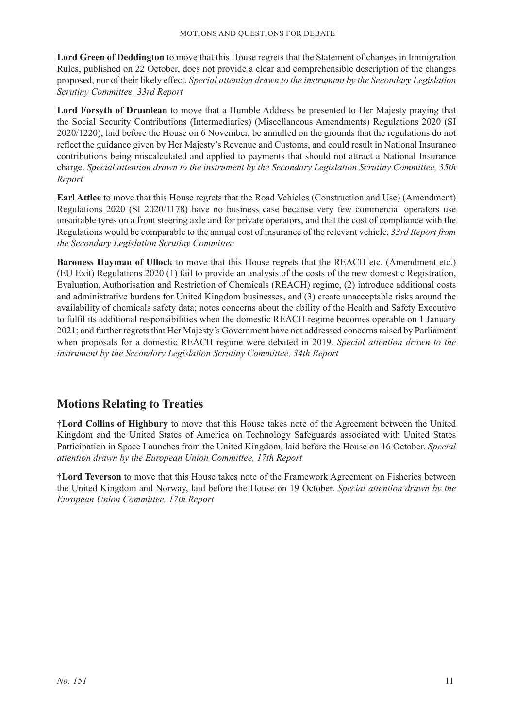**Lord Green of Deddington** to move that this House regrets that the Statement of changes in Immigration Rules, published on 22 October, does not provide a clear and comprehensible description of the changes proposed, nor of their likely effect. *Special attention drawn to the instrument by the Secondary Legislation Scrutiny Committee, 33rd Report*

**Lord Forsyth of Drumlean** to move that a Humble Address be presented to Her Majesty praying that the Social Security Contributions (Intermediaries) (Miscellaneous Amendments) Regulations 2020 (SI 2020/1220), laid before the House on 6 November, be annulled on the grounds that the regulations do not reflect the guidance given by Her Majesty's Revenue and Customs, and could result in National Insurance contributions being miscalculated and applied to payments that should not attract a National Insurance charge. *Special attention drawn to the instrument by the Secondary Legislation Scrutiny Committee, 35th Report*

**Earl Attlee** to move that this House regrets that the Road Vehicles (Construction and Use) (Amendment) Regulations 2020 (SI 2020/1178) have no business case because very few commercial operators use unsuitable tyres on a front steering axle and for private operators, and that the cost of compliance with the Regulations would be comparable to the annual cost of insurance of the relevant vehicle. *33rd Report from the Secondary Legislation Scrutiny Committee*

**Baroness Hayman of Ullock** to move that this House regrets that the REACH etc. (Amendment etc.) (EU Exit) Regulations 2020 (1) fail to provide an analysis of the costs of the new domestic Registration, Evaluation, Authorisation and Restriction of Chemicals (REACH) regime, (2) introduce additional costs and administrative burdens for United Kingdom businesses, and (3) create unacceptable risks around the availability of chemicals safety data; notes concerns about the ability of the Health and Safety Executive to fulfil its additional responsibilities when the domestic REACH regime becomes operable on 1 January 2021; and further regrets that Her Majesty's Government have not addressed concerns raised by Parliament when proposals for a domestic REACH regime were debated in 2019. *Special attention drawn to the instrument by the Secondary Legislation Scrutiny Committee, 34th Report*

## Motions Relating to Treaties

†**Lord Collins of Highbury** to move that this House takes note of the Agreement between the United Kingdom and the United States of America on Technology Safeguards associated with United States Participation in Space Launches from the United Kingdom, laid before the House on 16 October. *Special attention drawn by the European Union Committee, 17th Report*

†**Lord Teverson** to move that this House takes note of the Framework Agreement on Fisheries between the United Kingdom and Norway, laid before the House on 19 October. *Special attention drawn by the European Union Committee, 17th Report*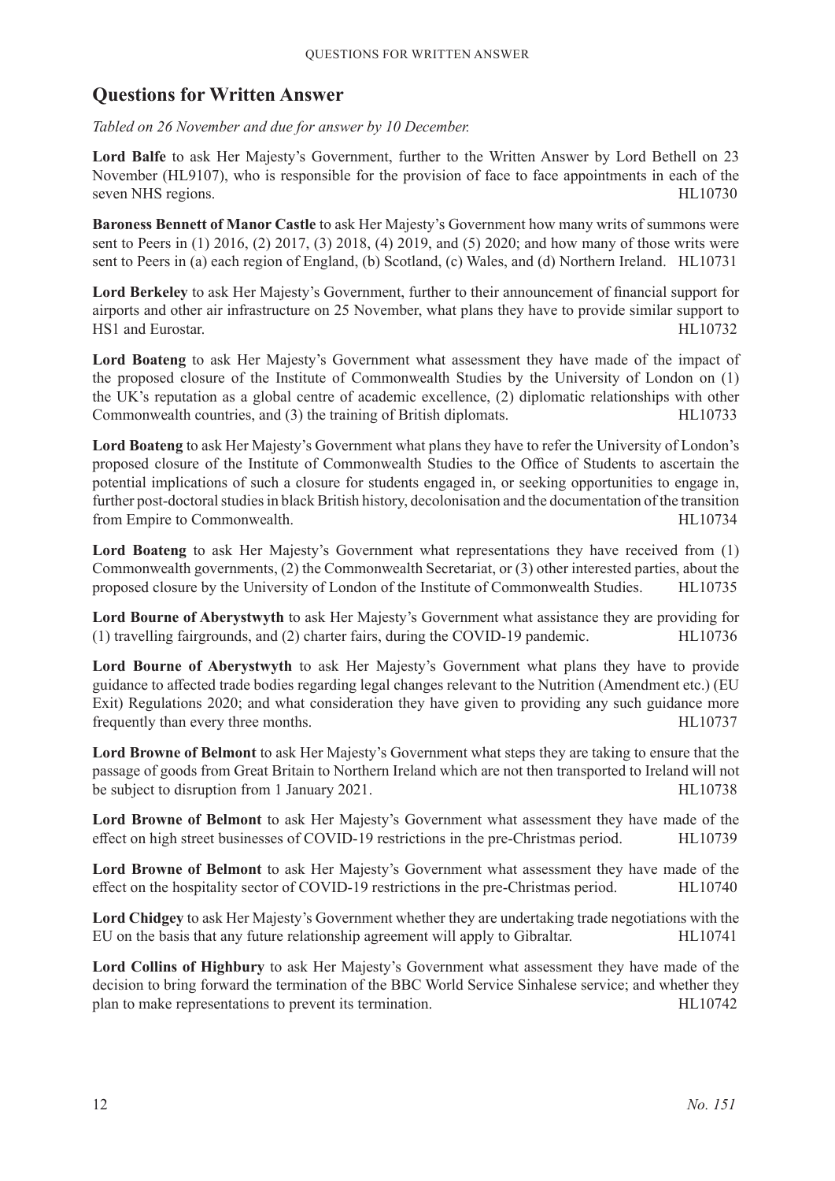## Questions for Written Answer

*Tabled on 26 November and due for answer by 10 December.*

**Lord Balfe** to ask Her Majesty's Government, further to the Written Answer by Lord Bethell on 23 November (HL9107), who is responsible for the provision of face to face appointments in each of the seven NHS regions. HL10730

**Baroness Bennett of Manor Castle** to ask Her Majesty's Government how many writs of summons were sent to Peers in (1) 2016, (2) 2017, (3) 2018, (4) 2019, and (5) 2020; and how many of those writs were sent to Peers in (a) each region of England, (b) Scotland, (c) Wales, and (d) Northern Ireland. HL10731

**Lord Berkeley** to ask Her Majesty's Government, further to their announcement of financial support for airports and other air infrastructure on 25 November, what plans they have to provide similar support to HS1 and Eurostar. HL10732

**Lord Boateng** to ask Her Majesty's Government what assessment they have made of the impact of the proposed closure of the Institute of Commonwealth Studies by the University of London on (1) the UK's reputation as a global centre of academic excellence, (2) diplomatic relationships with other Commonwealth countries, and (3) the training of British diplomats. HL10733

**Lord Boateng** to ask Her Majesty's Government what plans they have to refer the University of London's proposed closure of the Institute of Commonwealth Studies to the Office of Students to ascertain the potential implications of such a closure for students engaged in, or seeking opportunities to engage in, further post-doctoral studies in black British history, decolonisation and the documentation of the transition from Empire to Commonwealth. HL10734

**Lord Boateng** to ask Her Majesty's Government what representations they have received from (1) Commonwealth governments, (2) the Commonwealth Secretariat, or (3) other interested parties, about the proposed closure by the University of London of the Institute of Commonwealth Studies. HL10735

**Lord Bourne of Aberystwyth** to ask Her Majesty's Government what assistance they are providing for (1) travelling fairgrounds, and (2) charter fairs, during the COVID-19 pandemic. HL10736

**Lord Bourne of Aberystwyth** to ask Her Majesty's Government what plans they have to provide guidance to affected trade bodies regarding legal changes relevant to the Nutrition (Amendment etc.) (EU Exit) Regulations 2020; and what consideration they have given to providing any such guidance more frequently than every three months. HL10737

**Lord Browne of Belmont** to ask Her Majesty's Government what steps they are taking to ensure that the passage of goods from Great Britain to Northern Ireland which are not then transported to Ireland will not be subject to disruption from 1 January 2021. HL10738

**Lord Browne of Belmont** to ask Her Majesty's Government what assessment they have made of the effect on high street businesses of COVID-19 restrictions in the pre-Christmas period. HL10739

**Lord Browne of Belmont** to ask Her Majesty's Government what assessment they have made of the effect on the hospitality sector of COVID-19 restrictions in the pre-Christmas period. HL10740

**Lord Chidgey** to ask Her Majesty's Government whether they are undertaking trade negotiations with the EU on the basis that any future relationship agreement will apply to Gibraltar. HL10741

**Lord Collins of Highbury** to ask Her Majesty's Government what assessment they have made of the decision to bring forward the termination of the BBC World Service Sinhalese service; and whether they plan to make representations to prevent its termination. HL10742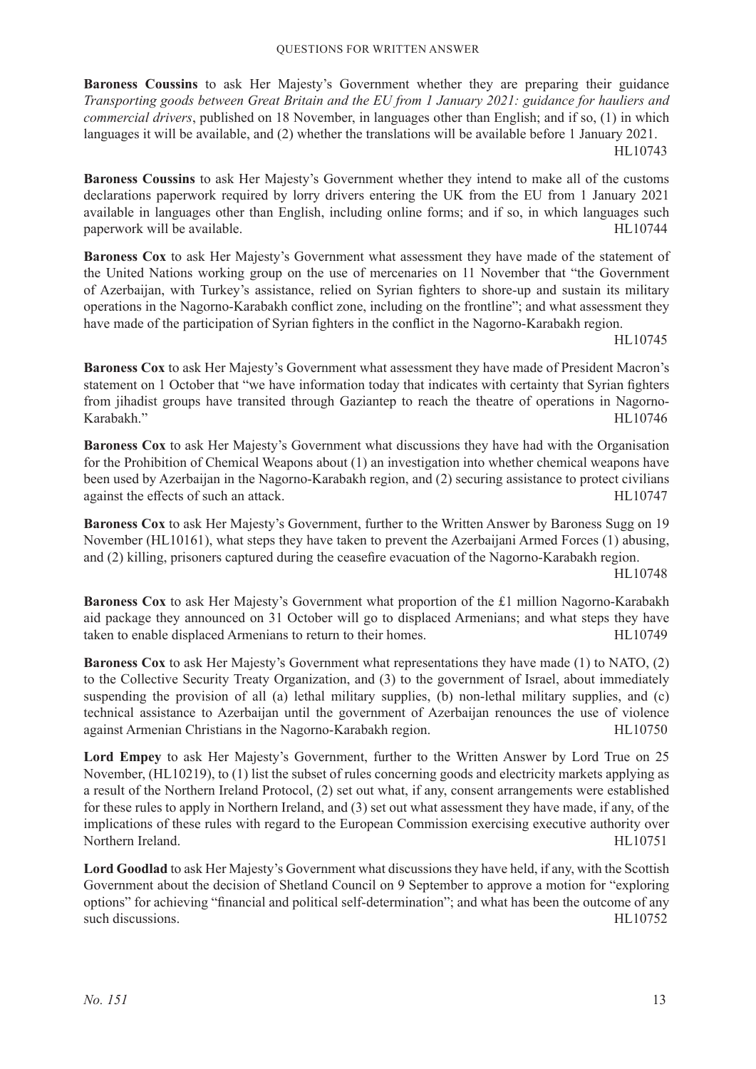**Baroness Coussins** to ask Her Majesty's Government whether they are preparing their guidance *Transporting goods between Great Britain and the EU from 1 January 2021: guidance for hauliers and commercial drivers*, published on 18 November, in languages other than English; and if so, (1) in which languages it will be available, and (2) whether the translations will be available before 1 January 2021. HL10743

**Baroness Coussins** to ask Her Majesty's Government whether they intend to make all of the customs declarations paperwork required by lorry drivers entering the UK from the EU from 1 January 2021 available in languages other than English, including online forms; and if so, in which languages such paperwork will be available. HL10744

**Baroness Cox** to ask Her Majesty's Government what assessment they have made of the statement of the United Nations working group on the use of mercenaries on 11 November that "the Government of Azerbaijan, with Turkey's assistance, relied on Syrian fighters to shore-up and sustain its military operations in the Nagorno-Karabakh conflict zone, including on the frontline"; and what assessment they have made of the participation of Syrian fighters in the conflict in the Nagorno-Karabakh region. HL10745

**Baroness Cox** to ask Her Majesty's Government what assessment they have made of President Macron's statement on 1 October that "we have information today that indicates with certainty that Syrian fighters from jihadist groups have transited through Gaziantep to reach the theatre of operations in Nagorno-Karabakh." HL10746

**Baroness Cox** to ask Her Majesty's Government what discussions they have had with the Organisation for the Prohibition of Chemical Weapons about (1) an investigation into whether chemical weapons have been used by Azerbaijan in the Nagorno-Karabakh region, and (2) securing assistance to protect civilians against the effects of such an attack. HL10747

**Baroness Cox** to ask Her Majesty's Government, further to the Written Answer by Baroness Sugg on 19 November (HL10161), what steps they have taken to prevent the Azerbaijani Armed Forces (1) abusing, and (2) killing, prisoners captured during the ceasefire evacuation of the Nagorno-Karabakh region. HL10748

**Baroness Cox** to ask Her Majesty's Government what proportion of the £1 million Nagorno-Karabakh aid package they announced on 31 October will go to displaced Armenians; and what steps they have taken to enable displaced Armenians to return to their homes. HL10749

**Baroness Cox** to ask Her Majesty's Government what representations they have made (1) to NATO, (2) to the Collective Security Treaty Organization, and (3) to the government of Israel, about immediately suspending the provision of all (a) lethal military supplies, (b) non-lethal military supplies, and (c) technical assistance to Azerbaijan until the government of Azerbaijan renounces the use of violence against Armenian Christians in the Nagorno-Karabakh region. HL10750

**Lord Empey** to ask Her Majesty's Government, further to the Written Answer by Lord True on 25 November, (HL10219), to (1) list the subset of rules concerning goods and electricity markets applying as a result of the Northern Ireland Protocol, (2) set out what, if any, consent arrangements were established for these rules to apply in Northern Ireland, and (3) set out what assessment they have made, if any, of the implications of these rules with regard to the European Commission exercising executive authority over Northern Ireland. HL10751

**Lord Goodlad** to ask Her Majesty's Government what discussions they have held, if any, with the Scottish Government about the decision of Shetland Council on 9 September to approve a motion for "exploring options" for achieving "financial and political self-determination"; and what has been the outcome of any such discussions. HL10752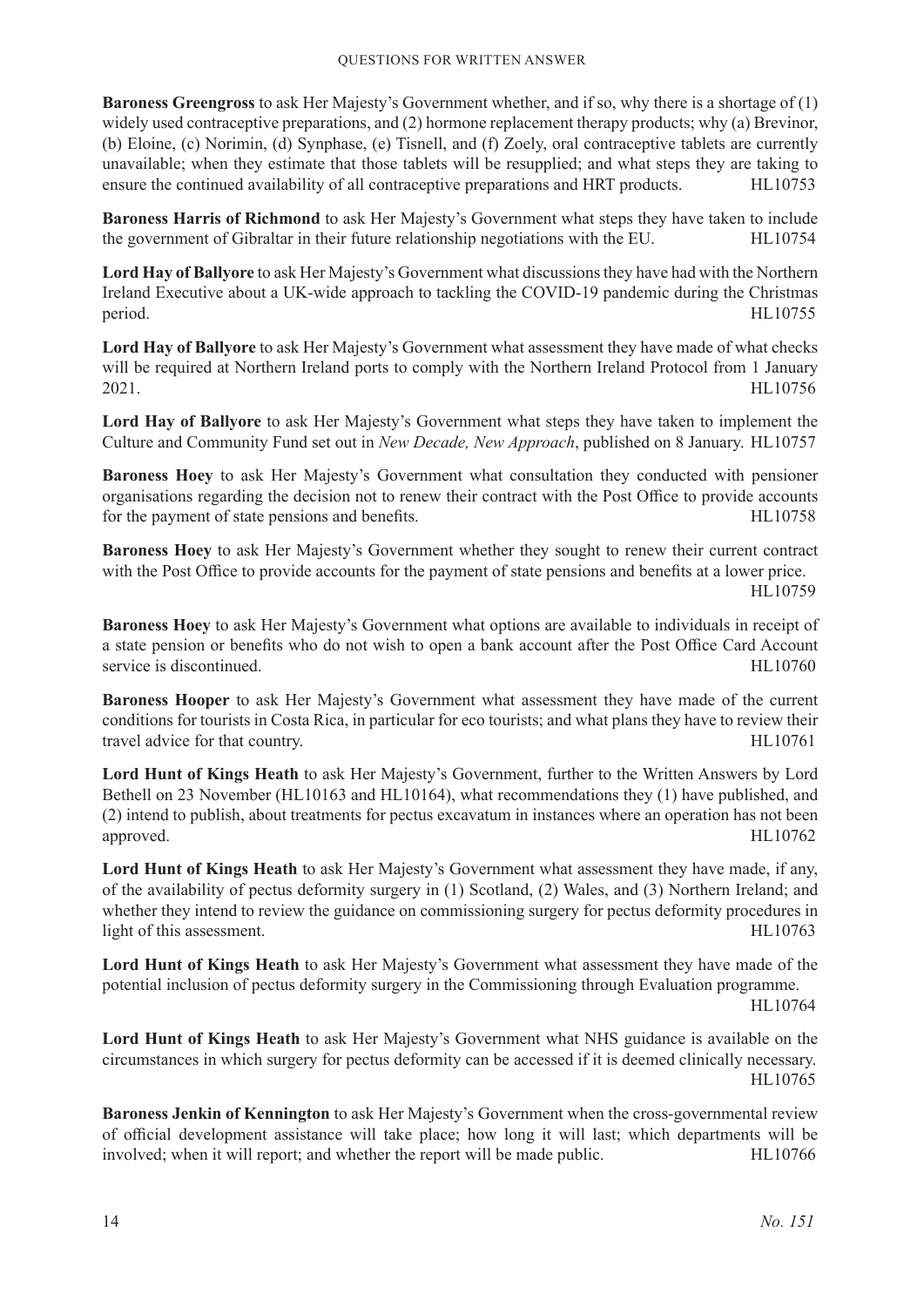**Baroness Greengross** to ask Her Majesty's Government whether, and if so, why there is a shortage of (1) widely used contraceptive preparations, and (2) hormone replacement therapy products; why (a) Brevinor, (b) Eloine, (c) Norimin, (d) Synphase, (e) Tisnell, and (f) Zoely, oral contraceptive tablets are currently unavailable; when they estimate that those tablets will be resupplied; and what steps they are taking to ensure the continued availability of all contraceptive preparations and HRT products. HL10753

**Baroness Harris of Richmond** to ask Her Majesty's Government what steps they have taken to include the government of Gibraltar in their future relationship negotiations with the EU. HL10754

**Lord Hay of Ballyore** to ask Her Majesty's Government what discussions they have had with the Northern Ireland Executive about a UK-wide approach to tackling the COVID-19 pandemic during the Christmas period. HL10755

**Lord Hay of Ballyore** to ask Her Majesty's Government what assessment they have made of what checks will be required at Northern Ireland ports to comply with the Northern Ireland Protocol from 1 January 2021. HL10756

**Lord Hay of Ballyore** to ask Her Majesty's Government what steps they have taken to implement the Culture and Community Fund set out in *New Decade, New Approach*, published on 8 January. HL10757

**Baroness Hoey** to ask Her Majesty's Government what consultation they conducted with pensioner organisations regarding the decision not to renew their contract with the Post Office to provide accounts for the payment of state pensions and benefits. HL10758

**Baroness Hoey** to ask Her Majesty's Government whether they sought to renew their current contract with the Post Office to provide accounts for the payment of state pensions and benefits at a lower price. HL10759

**Baroness Hoey** to ask Her Majesty's Government what options are available to individuals in receipt of a state pension or benefits who do not wish to open a bank account after the Post Office Card Account service is discontinued. HL10760

**Baroness Hooper** to ask Her Majesty's Government what assessment they have made of the current conditions for tourists in Costa Rica, in particular for eco tourists; and what plans they have to review their travel advice for that country. HL10761

**Lord Hunt of Kings Heath** to ask Her Majesty's Government, further to the Written Answers by Lord Bethell on 23 November (HL10163 and HL10164), what recommendations they (1) have published, and (2) intend to publish, about treatments for pectus excavatum in instances where an operation has not been approved. HL10762

**Lord Hunt of Kings Heath** to ask Her Majesty's Government what assessment they have made, if any, of the availability of pectus deformity surgery in (1) Scotland, (2) Wales, and (3) Northern Ireland; and whether they intend to review the guidance on commissioning surgery for pectus deformity procedures in light of this assessment. HL10763

**Lord Hunt of Kings Heath** to ask Her Majesty's Government what assessment they have made of the potential inclusion of pectus deformity surgery in the Commissioning through Evaluation programme. HL10764

**Lord Hunt of Kings Heath** to ask Her Majesty's Government what NHS guidance is available on the circumstances in which surgery for pectus deformity can be accessed if it is deemed clinically necessary. HL10765

**Baroness Jenkin of Kennington** to ask Her Majesty's Government when the cross-governmental review of official development assistance will take place; how long it will last; which departments will be involved; when it will report; and whether the report will be made public. HL10766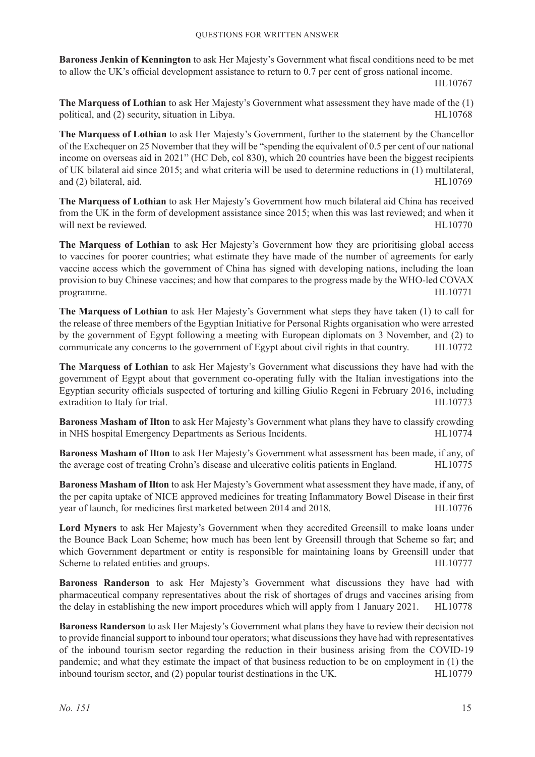**Baroness Jenkin of Kennington** to ask Her Majesty's Government what fiscal conditions need to be met to allow the UK's official development assistance to return to 0.7 per cent of gross national income. HL10767

**The Marquess of Lothian** to ask Her Majesty's Government what assessment they have made of the (1) political, and (2) security, situation in Libya. HL10768

**The Marquess of Lothian** to ask Her Majesty's Government, further to the statement by the Chancellor of the Exchequer on 25 November that they will be "spending the equivalent of 0.5 per cent of our national income on overseas aid in 2021" (HC Deb, col 830), which 20 countries have been the biggest recipients of UK bilateral aid since 2015; and what criteria will be used to determine reductions in (1) multilateral, and (2) bilateral, aid. HL10769

**The Marquess of Lothian** to ask Her Majesty's Government how much bilateral aid China has received from the UK in the form of development assistance since 2015; when this was last reviewed; and when it will next be reviewed. HL10770

**The Marquess of Lothian** to ask Her Majesty's Government how they are prioritising global access to vaccines for poorer countries; what estimate they have made of the number of agreements for early vaccine access which the government of China has signed with developing nations, including the loan provision to buy Chinese vaccines; and how that compares to the progress made by the WHO-led COVAX programme. HL10771

**The Marquess of Lothian** to ask Her Majesty's Government what steps they have taken (1) to call for the release of three members of the Egyptian Initiative for Personal Rights organisation who were arrested by the government of Egypt following a meeting with European diplomats on 3 November, and (2) to communicate any concerns to the government of Egypt about civil rights in that country. HL10772

**The Marquess of Lothian** to ask Her Majesty's Government what discussions they have had with the government of Egypt about that government co-operating fully with the Italian investigations into the Egyptian security officials suspected of torturing and killing Giulio Regeni in February 2016, including extradition to Italy for trial. HL10773

**Baroness Masham of Ilton** to ask Her Majesty's Government what plans they have to classify crowding in NHS hospital Emergency Departments as Serious Incidents. HL10774

**Baroness Masham of Ilton** to ask Her Majesty's Government what assessment has been made, if any, of the average cost of treating Crohn's disease and ulcerative colitis patients in England. HL10775

**Baroness Masham of Ilton** to ask Her Majesty's Government what assessment they have made, if any, of the per capita uptake of NICE approved medicines for treating Inflammatory Bowel Disease in their first year of launch, for medicines first marketed between 2014 and 2018. HL10776

**Lord Myners** to ask Her Majesty's Government when they accredited Greensill to make loans under the Bounce Back Loan Scheme; how much has been lent by Greensill through that Scheme so far; and which Government department or entity is responsible for maintaining loans by Greensill under that Scheme to related entities and groups. HL10777

**Baroness Randerson** to ask Her Majesty's Government what discussions they have had with pharmaceutical company representatives about the risk of shortages of drugs and vaccines arising from the delay in establishing the new import procedures which will apply from 1 January 2021. HL10778

**Baroness Randerson** to ask Her Majesty's Government what plans they have to review their decision not to provide financial support to inbound tour operators; what discussions they have had with representatives of the inbound tourism sector regarding the reduction in their business arising from the COVID-19 pandemic; and what they estimate the impact of that business reduction to be on employment in (1) the inbound tourism sector, and (2) popular tourist destinations in the UK. HL10779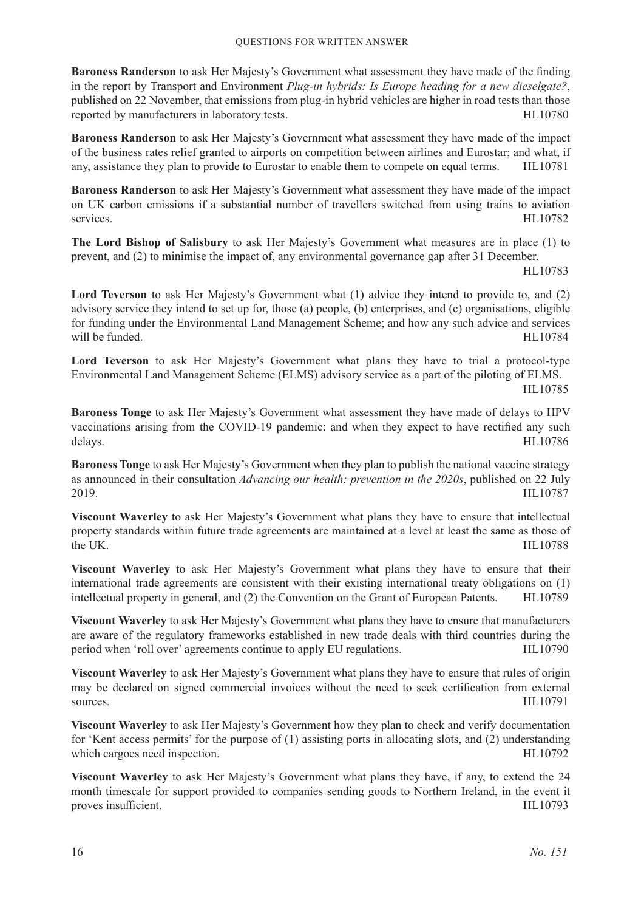**Baroness Randerson** to ask Her Majesty's Government what assessment they have made of the finding in the report by Transport and Environment *Plug-in hybrids: Is Europe heading for a new dieselgate?*, published on 22 November, that emissions from plug-in hybrid vehicles are higher in road tests than those reported by manufacturers in laboratory tests. HL10780

**Baroness Randerson** to ask Her Majesty's Government what assessment they have made of the impact of the business rates relief granted to airports on competition between airlines and Eurostar; and what, if any, assistance they plan to provide to Eurostar to enable them to compete on equal terms. HL10781

**Baroness Randerson** to ask Her Majesty's Government what assessment they have made of the impact on UK carbon emissions if a substantial number of travellers switched from using trains to aviation services. HL10782

**The Lord Bishop of Salisbury** to ask Her Majesty's Government what measures are in place (1) to prevent, and (2) to minimise the impact of, any environmental governance gap after 31 December. HL10783

**Lord Teverson** to ask Her Majesty's Government what (1) advice they intend to provide to, and (2) advisory service they intend to set up for, those (a) people, (b) enterprises, and (c) organisations, eligible for funding under the Environmental Land Management Scheme; and how any such advice and services will be funded. HL10784

**Lord Teverson** to ask Her Majesty's Government what plans they have to trial a protocol-type Environmental Land Management Scheme (ELMS) advisory service as a part of the piloting of ELMS. HL10785

**Baroness Tonge** to ask Her Majesty's Government what assessment they have made of delays to HPV vaccinations arising from the COVID-19 pandemic; and when they expect to have rectified any such delays. HL10786

**Baroness Tonge** to ask Her Majesty's Government when they plan to publish the national vaccine strategy as announced in their consultation *Advancing our health: prevention in the 2020s*, published on 22 July 2019. HL10787

**Viscount Waverley** to ask Her Majesty's Government what plans they have to ensure that intellectual property standards within future trade agreements are maintained at a level at least the same as those of the UK. HL10788

**Viscount Waverley** to ask Her Majesty's Government what plans they have to ensure that their international trade agreements are consistent with their existing international treaty obligations on (1) intellectual property in general, and (2) the Convention on the Grant of European Patents. HL10789

**Viscount Waverley** to ask Her Majesty's Government what plans they have to ensure that manufacturers are aware of the regulatory frameworks established in new trade deals with third countries during the period when 'roll over' agreements continue to apply EU regulations. HL10790

**Viscount Waverley** to ask Her Majesty's Government what plans they have to ensure that rules of origin may be declared on signed commercial invoices without the need to seek certification from external sources. HL10791

**Viscount Waverley** to ask Her Majesty's Government how they plan to check and verify documentation for 'Kent access permits' for the purpose of (1) assisting ports in allocating slots, and (2) understanding which cargoes need inspection. HL10792

**Viscount Waverley** to ask Her Majesty's Government what plans they have, if any, to extend the 24 month timescale for support provided to companies sending goods to Northern Ireland, in the event it proves insufficient. HL10793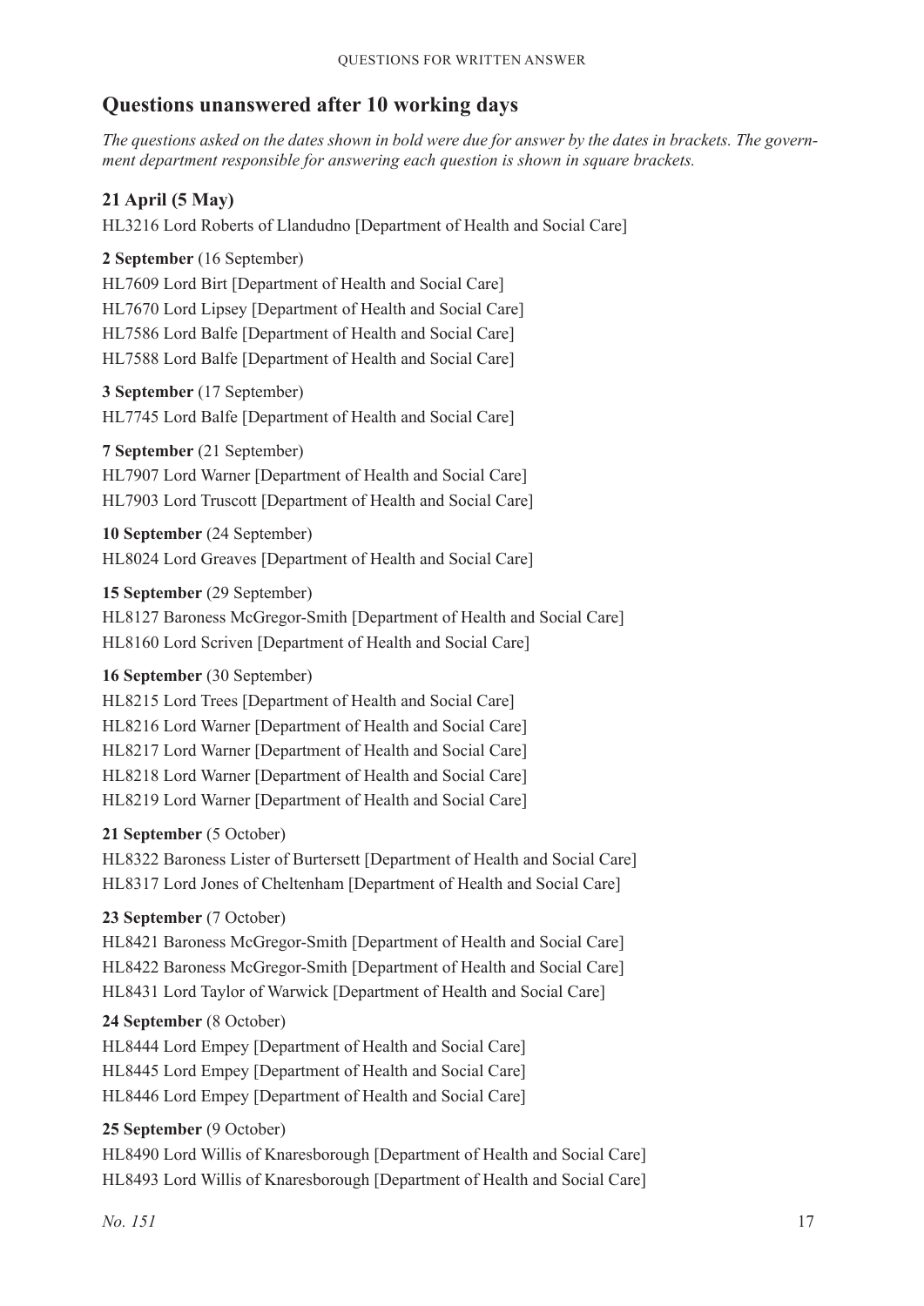## Questions unanswered after 10 working days

*The questions asked on the dates shown in bold were due for answer by the dates in brackets. The government department responsible for answering each question is shown in square brackets.*

**21 April (5 May)**

HL3216 Lord Roberts of Llandudno [Department of Health and Social Care]

**2 September** (16 September)

HL7609 Lord Birt [Department of Health and Social Care]

HL7670 Lord Lipsey [Department of Health and Social Care]

HL7586 Lord Balfe [Department of Health and Social Care]

HL7588 Lord Balfe [Department of Health and Social Care]

**3 September** (17 September)

HL7745 Lord Balfe [Department of Health and Social Care]

**7 September** (21 September)

HL7907 Lord Warner [Department of Health and Social Care]

HL7903 Lord Truscott [Department of Health and Social Care]

**10 September** (24 September)

HL8024 Lord Greaves [Department of Health and Social Care]

**15 September** (29 September)

HL8127 Baroness McGregor-Smith [Department of Health and Social Care]

HL8160 Lord Scriven [Department of Health and Social Care]

**16 September** (30 September)

HL8215 Lord Trees [Department of Health and Social Care]

HL8216 Lord Warner [Department of Health and Social Care]

HL8217 Lord Warner [Department of Health and Social Care]

HL8218 Lord Warner [Department of Health and Social Care]

HL8219 Lord Warner [Department of Health and Social Care]

**21 September** (5 October)

HL8322 Baroness Lister of Burtersett [Department of Health and Social Care]

HL8317 Lord Jones of Cheltenham [Department of Health and Social Care]

**23 September** (7 October)

HL8421 Baroness McGregor-Smith [Department of Health and Social Care]

HL8422 Baroness McGregor-Smith [Department of Health and Social Care]

HL8431 Lord Taylor of Warwick [Department of Health and Social Care]

**24 September** (8 October)

HL8444 Lord Empey [Department of Health and Social Care]

HL8445 Lord Empey [Department of Health and Social Care]

HL8446 Lord Empey [Department of Health and Social Care]

**25 September** (9 October)

HL8490 Lord Willis of Knaresborough [Department of Health and Social Care]

HL8493 Lord Willis of Knaresborough [Department of Health and Social Care]

*No. 151*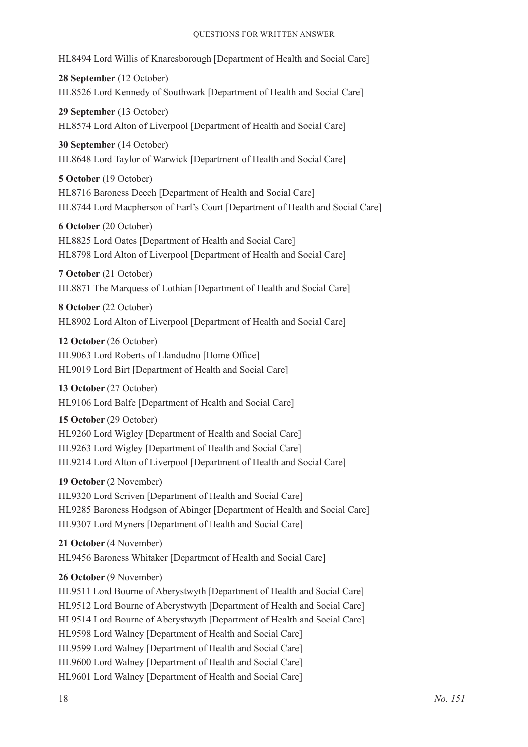HL8494 Lord Willis of Knaresborough [Department of Health and Social Care]

**28 September** (12 October)
HL8526 Lord Kennedy of Southwark [Department of Health and Social Care]

**29 September** (13 October)
HL8574 Lord Alton of Liverpool [Department of Health and Social Care]

**30 September** (14 October)
HL8648 Lord Taylor of Warwick [Department of Health and Social Care]

**5 October** (19 October)
HL8716 Baroness Deech [Department of Health and Social Care]
HL8744 Lord Macpherson of Earl's Court [Department of Health and Social Care]

**6 October** (20 October)
HL8825 Lord Oates [Department of Health and Social Care]
HL8798 Lord Alton of Liverpool [Department of Health and Social Care]

**7 October** (21 October)
HL8871 The Marquess of Lothian [Department of Health and Social Care]

**8 October** (22 October)
HL8902 Lord Alton of Liverpool [Department of Health and Social Care]

**12 October** (26 October)
HL9063 Lord Roberts of Llandudno [Home Office]
HL9019 Lord Birt [Department of Health and Social Care]

**13 October** (27 October)
HL9106 Lord Balfe [Department of Health and Social Care]

**15 October** (29 October)
HL9260 Lord Wigley [Department of Health and Social Care]
HL9263 Lord Wigley [Department of Health and Social Care]
HL9214 Lord Alton of Liverpool [Department of Health and Social Care]

**19 October** (2 November)
HL9320 Lord Scriven [Department of Health and Social Care]
HL9285 Baroness Hodgson of Abinger [Department of Health and Social Care]
HL9307 Lord Myners [Department of Health and Social Care]

**21 October** (4 November)
HL9456 Baroness Whitaker [Department of Health and Social Care]

**26 October** (9 November)
HL9511 Lord Bourne of Aberystwyth [Department of Health and Social Care]
HL9512 Lord Bourne of Aberystwyth [Department of Health and Social Care]
HL9514 Lord Bourne of Aberystwyth [Department of Health and Social Care]
HL9598 Lord Walney [Department of Health and Social Care]
HL9599 Lord Walney [Department of Health and Social Care]
HL9600 Lord Walney [Department of Health and Social Care]
HL9601 Lord Walney [Department of Health and Social Care]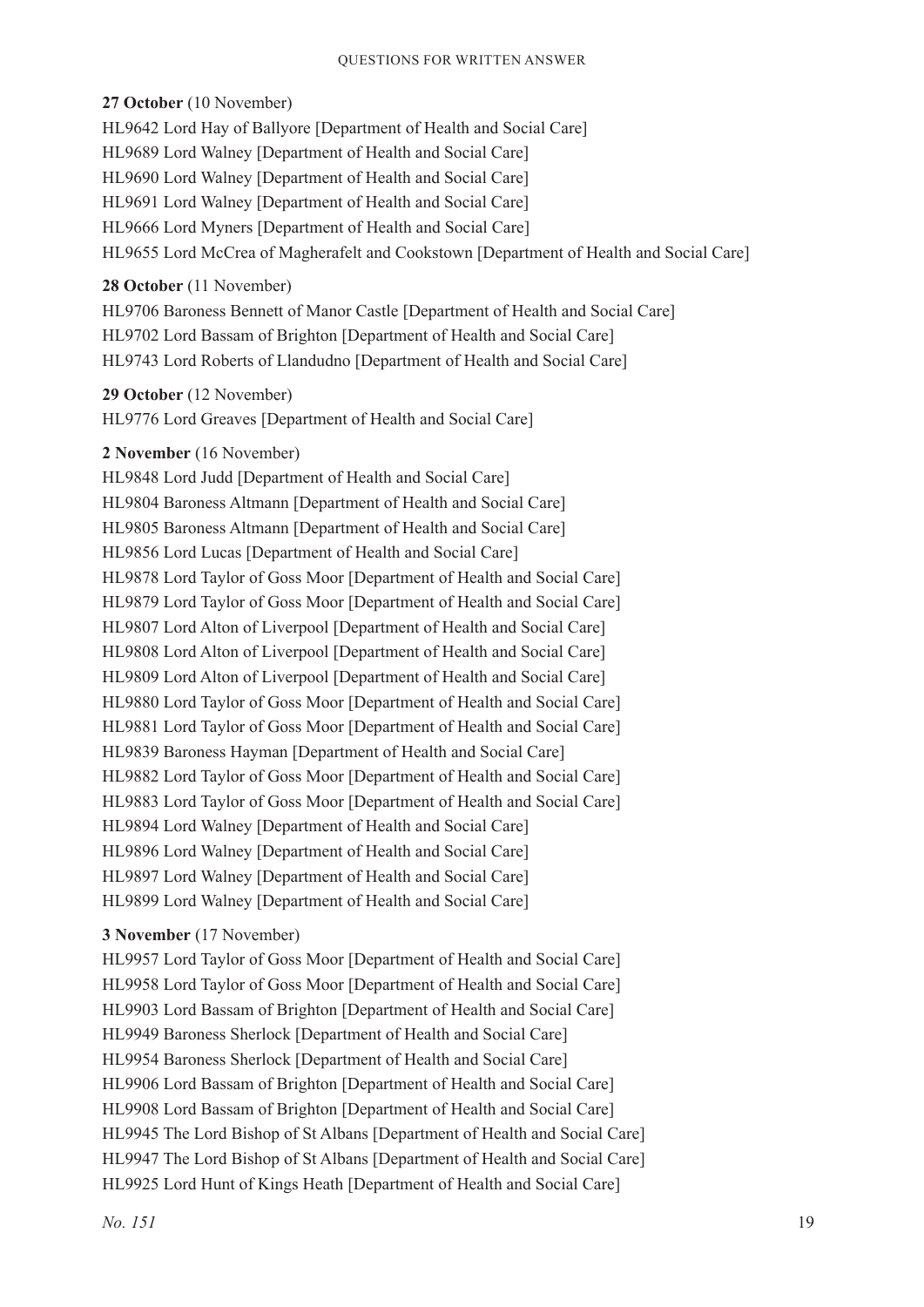**27 October** (10 November)

HL9642 Lord Hay of Ballyore [Department of Health and Social Care]

HL9689 Lord Walney [Department of Health and Social Care]

HL9690 Lord Walney [Department of Health and Social Care]

HL9691 Lord Walney [Department of Health and Social Care]

HL9666 Lord Myners [Department of Health and Social Care]

HL9655 Lord McCrea of Magherafelt and Cookstown [Department of Health and Social Care]

**28 October** (11 November)

HL9706 Baroness Bennett of Manor Castle [Department of Health and Social Care]

HL9702 Lord Bassam of Brighton [Department of Health and Social Care]

HL9743 Lord Roberts of Llandudno [Department of Health and Social Care]

**29 October** (12 November)

HL9776 Lord Greaves [Department of Health and Social Care]

**2 November** (16 November)

HL9848 Lord Judd [Department of Health and Social Care]

HL9804 Baroness Altmann [Department of Health and Social Care]

HL9805 Baroness Altmann [Department of Health and Social Care]

HL9856 Lord Lucas [Department of Health and Social Care]

HL9878 Lord Taylor of Goss Moor [Department of Health and Social Care]

HL9879 Lord Taylor of Goss Moor [Department of Health and Social Care]

HL9807 Lord Alton of Liverpool [Department of Health and Social Care]

HL9808 Lord Alton of Liverpool [Department of Health and Social Care]

HL9809 Lord Alton of Liverpool [Department of Health and Social Care]

HL9880 Lord Taylor of Goss Moor [Department of Health and Social Care]

HL9881 Lord Taylor of Goss Moor [Department of Health and Social Care]

HL9839 Baroness Hayman [Department of Health and Social Care]

HL9882 Lord Taylor of Goss Moor [Department of Health and Social Care]

HL9883 Lord Taylor of Goss Moor [Department of Health and Social Care]

HL9894 Lord Walney [Department of Health and Social Care]

HL9896 Lord Walney [Department of Health and Social Care]

HL9897 Lord Walney [Department of Health and Social Care]

HL9899 Lord Walney [Department of Health and Social Care]

**3 November** (17 November)

HL9957 Lord Taylor of Goss Moor [Department of Health and Social Care]

HL9958 Lord Taylor of Goss Moor [Department of Health and Social Care]

HL9903 Lord Bassam of Brighton [Department of Health and Social Care]

HL9949 Baroness Sherlock [Department of Health and Social Care]

HL9954 Baroness Sherlock [Department of Health and Social Care]

HL9906 Lord Bassam of Brighton [Department of Health and Social Care]

HL9908 Lord Bassam of Brighton [Department of Health and Social Care]

HL9945 The Lord Bishop of St Albans [Department of Health and Social Care]

HL9947 The Lord Bishop of St Albans [Department of Health and Social Care]

HL9925 Lord Hunt of Kings Heath [Department of Health and Social Care]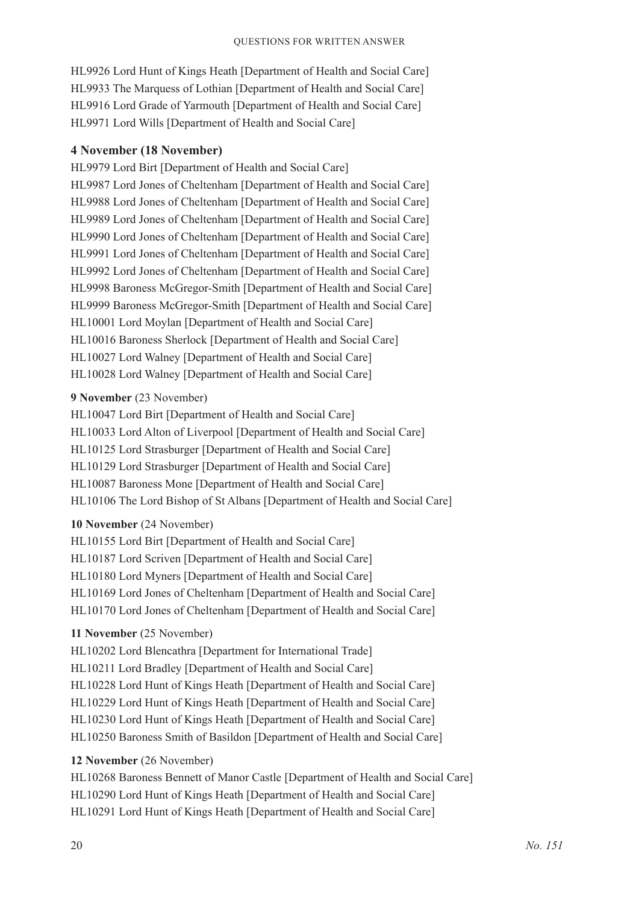HL9926 Lord Hunt of Kings Heath [Department of Health and Social Care]
HL9933 The Marquess of Lothian [Department of Health and Social Care]
HL9916 Lord Grade of Yarmouth [Department of Health and Social Care]
HL9971 Lord Wills [Department of Health and Social Care]

**4 November (18 November)**

HL9979 Lord Birt [Department of Health and Social Care]
HL9987 Lord Jones of Cheltenham [Department of Health and Social Care]
HL9988 Lord Jones of Cheltenham [Department of Health and Social Care]
HL9989 Lord Jones of Cheltenham [Department of Health and Social Care]
HL9990 Lord Jones of Cheltenham [Department of Health and Social Care]
HL9991 Lord Jones of Cheltenham [Department of Health and Social Care]
HL9992 Lord Jones of Cheltenham [Department of Health and Social Care]
HL9998 Baroness McGregor-Smith [Department of Health and Social Care]
HL9999 Baroness McGregor-Smith [Department of Health and Social Care]
HL10001 Lord Moylan [Department of Health and Social Care]
HL10016 Baroness Sherlock [Department of Health and Social Care]
HL10027 Lord Walney [Department of Health and Social Care]
HL10028 Lord Walney [Department of Health and Social Care]

**9 November** (23 November)

HL10047 Lord Birt [Department of Health and Social Care]
HL10033 Lord Alton of Liverpool [Department of Health and Social Care]
HL10125 Lord Strasburger [Department of Health and Social Care]
HL10129 Lord Strasburger [Department of Health and Social Care]
HL10087 Baroness Mone [Department of Health and Social Care]
HL10106 The Lord Bishop of St Albans [Department of Health and Social Care]

**10 November** (24 November)

HL10155 Lord Birt [Department of Health and Social Care]
HL10187 Lord Scriven [Department of Health and Social Care]
HL10180 Lord Myners [Department of Health and Social Care]
HL10169 Lord Jones of Cheltenham [Department of Health and Social Care]
HL10170 Lord Jones of Cheltenham [Department of Health and Social Care]

**11 November** (25 November)

HL10202 Lord Blencathra [Department for International Trade]
HL10211 Lord Bradley [Department of Health and Social Care]
HL10228 Lord Hunt of Kings Heath [Department of Health and Social Care]
HL10229 Lord Hunt of Kings Heath [Department of Health and Social Care]
HL10230 Lord Hunt of Kings Heath [Department of Health and Social Care]
HL10250 Baroness Smith of Basildon [Department of Health and Social Care]

**12 November** (26 November)

HL10268 Baroness Bennett of Manor Castle [Department of Health and Social Care]
HL10290 Lord Hunt of Kings Heath [Department of Health and Social Care]
HL10291 Lord Hunt of Kings Heath [Department of Health and Social Care]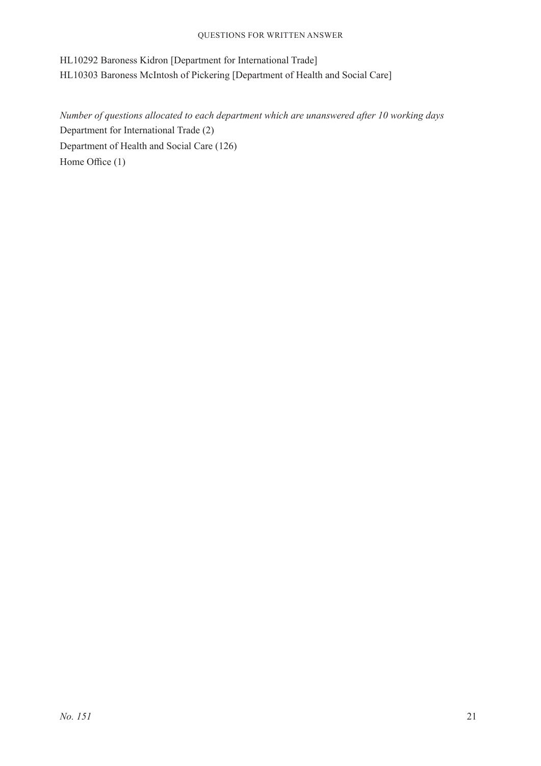HL10292 Baroness Kidron [Department for International Trade]

HL10303 Baroness McIntosh of Pickering [Department of Health and Social Care]

*Number of questions allocated to each department which are unanswered after 10 working days*

Department for International Trade (2)

Department of Health and Social Care (126)

Home Office (1)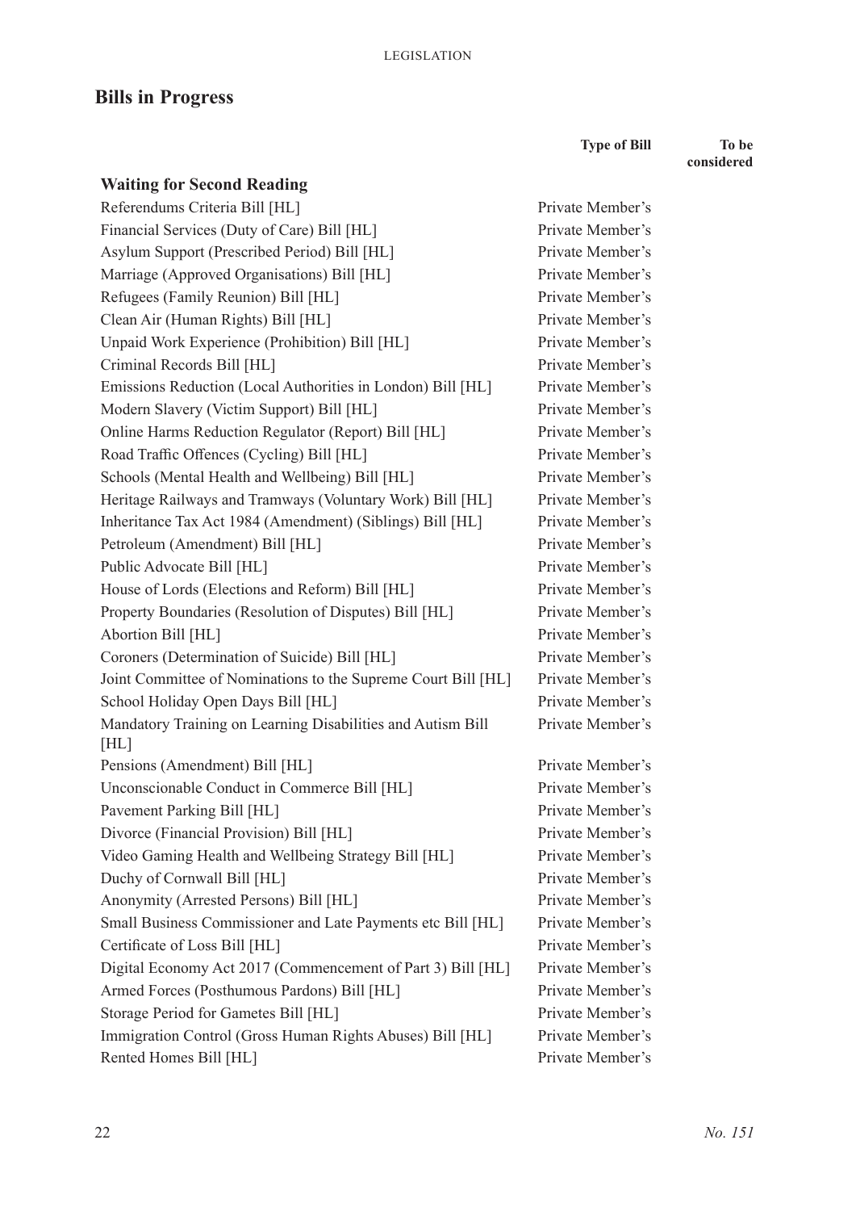## Bills in Progress

| | Type of Bill | To be considered |
|---|---|---|
| **Waiting for Second Reading** | | |
| Referendums Criteria Bill [HL] | Private Member's | |
| Financial Services (Duty of Care) Bill [HL] | Private Member's | |
| Asylum Support (Prescribed Period) Bill [HL] | Private Member's | |
| Marriage (Approved Organisations) Bill [HL] | Private Member's | |
| Refugees (Family Reunion) Bill [HL] | Private Member's | |
| Clean Air (Human Rights) Bill [HL] | Private Member's | |
| Unpaid Work Experience (Prohibition) Bill [HL] | Private Member's | |
| Criminal Records Bill [HL] | Private Member's | |
| Emissions Reduction (Local Authorities in London) Bill [HL] | Private Member's | |
| Modern Slavery (Victim Support) Bill [HL] | Private Member's | |
| Online Harms Reduction Regulator (Report) Bill [HL] | Private Member's | |
| Road Traffic Offences (Cycling) Bill [HL] | Private Member's | |
| Schools (Mental Health and Wellbeing) Bill [HL] | Private Member's | |
| Heritage Railways and Tramways (Voluntary Work) Bill [HL] | Private Member's | |
| Inheritance Tax Act 1984 (Amendment) (Siblings) Bill [HL] | Private Member's | |
| Petroleum (Amendment) Bill [HL] | Private Member's | |
| Public Advocate Bill [HL] | Private Member's | |
| House of Lords (Elections and Reform) Bill [HL] | Private Member's | |
| Property Boundaries (Resolution of Disputes) Bill [HL] | Private Member's | |
| Abortion Bill [HL] | Private Member's | |
| Coroners (Determination of Suicide) Bill [HL] | Private Member's | |
| Joint Committee of Nominations to the Supreme Court Bill [HL] | Private Member's | |
| School Holiday Open Days Bill [HL] | Private Member's | |
| Mandatory Training on Learning Disabilities and Autism Bill [HL] | Private Member's | |
| Pensions (Amendment) Bill [HL] | Private Member's | |
| Unconscionable Conduct in Commerce Bill [HL] | Private Member's | |
| Pavement Parking Bill [HL] | Private Member's | |
| Divorce (Financial Provision) Bill [HL] | Private Member's | |
| Video Gaming Health and Wellbeing Strategy Bill [HL] | Private Member's | |
| Duchy of Cornwall Bill [HL] | Private Member's | |
| Anonymity (Arrested Persons) Bill [HL] | Private Member's | |
| Small Business Commissioner and Late Payments etc Bill [HL] | Private Member's | |
| Certificate of Loss Bill [HL] | Private Member's | |
| Digital Economy Act 2017 (Commencement of Part 3) Bill [HL] | Private Member's | |
| Armed Forces (Posthumous Pardons) Bill [HL] | Private Member's | |
| Storage Period for Gametes Bill [HL] | Private Member's | |
| Immigration Control (Gross Human Rights Abuses) Bill [HL] | Private Member's | |
| Rented Homes Bill [HL] | Private Member's | |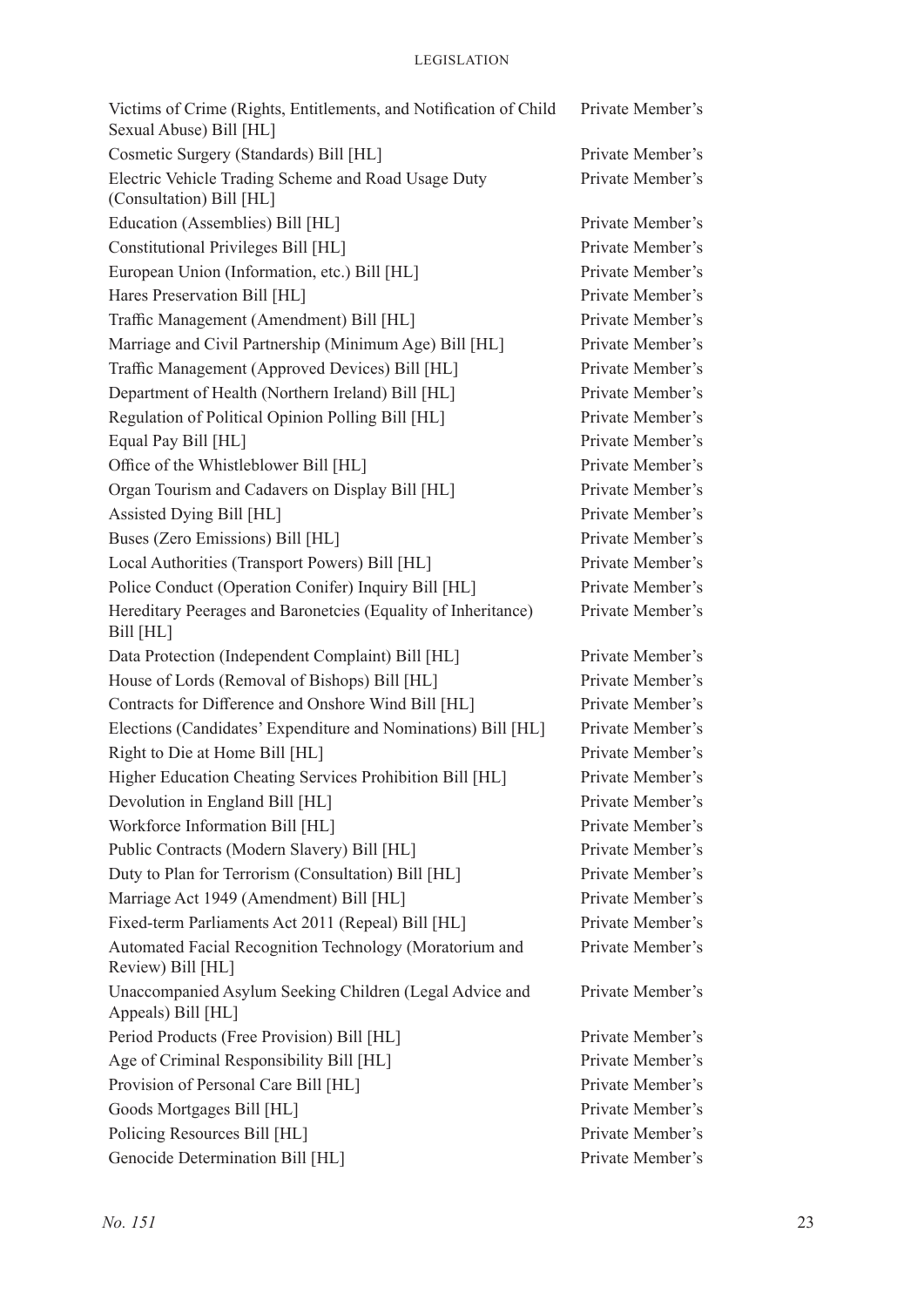| | |
|---|---|
| Victims of Crime (Rights, Entitlements, and Notification of Child Sexual Abuse) Bill [HL] | Private Member's |
| Cosmetic Surgery (Standards) Bill [HL] | Private Member's |
| Electric Vehicle Trading Scheme and Road Usage Duty (Consultation) Bill [HL] | Private Member's |
| Education (Assemblies) Bill [HL] | Private Member's |
| Constitutional Privileges Bill [HL] | Private Member's |
| European Union (Information, etc.) Bill [HL] | Private Member's |
| Hares Preservation Bill [HL] | Private Member's |
| Traffic Management (Amendment) Bill [HL] | Private Member's |
| Marriage and Civil Partnership (Minimum Age) Bill [HL] | Private Member's |
| Traffic Management (Approved Devices) Bill [HL] | Private Member's |
| Department of Health (Northern Ireland) Bill [HL] | Private Member's |
| Regulation of Political Opinion Polling Bill [HL] | Private Member's |
| Equal Pay Bill [HL] | Private Member's |
| Office of the Whistleblower Bill [HL] | Private Member's |
| Organ Tourism and Cadavers on Display Bill [HL] | Private Member's |
| Assisted Dying Bill [HL] | Private Member's |
| Buses (Zero Emissions) Bill [HL] | Private Member's |
| Local Authorities (Transport Powers) Bill [HL] | Private Member's |
| Police Conduct (Operation Conifer) Inquiry Bill [HL] | Private Member's |
| Hereditary Peerages and Baronetcies (Equality of Inheritance) Bill [HL] | Private Member's |
| Data Protection (Independent Complaint) Bill [HL] | Private Member's |
| House of Lords (Removal of Bishops) Bill [HL] | Private Member's |
| Contracts for Difference and Onshore Wind Bill [HL] | Private Member's |
| Elections (Candidates' Expenditure and Nominations) Bill [HL] | Private Member's |
| Right to Die at Home Bill [HL] | Private Member's |
| Higher Education Cheating Services Prohibition Bill [HL] | Private Member's |
| Devolution in England Bill [HL] | Private Member's |
| Workforce Information Bill [HL] | Private Member's |
| Public Contracts (Modern Slavery) Bill [HL] | Private Member's |
| Duty to Plan for Terrorism (Consultation) Bill [HL] | Private Member's |
| Marriage Act 1949 (Amendment) Bill [HL] | Private Member's |
| Fixed-term Parliaments Act 2011 (Repeal) Bill [HL] | Private Member's |
| Automated Facial Recognition Technology (Moratorium and Review) Bill [HL] | Private Member's |
| Unaccompanied Asylum Seeking Children (Legal Advice and Appeals) Bill [HL] | Private Member's |
| Period Products (Free Provision) Bill [HL] | Private Member's |
| Age of Criminal Responsibility Bill [HL] | Private Member's |
| Provision of Personal Care Bill [HL] | Private Member's |
| Goods Mortgages Bill [HL] | Private Member's |
| Policing Resources Bill [HL] | Private Member's |
| Genocide Determination Bill [HL] | Private Member's |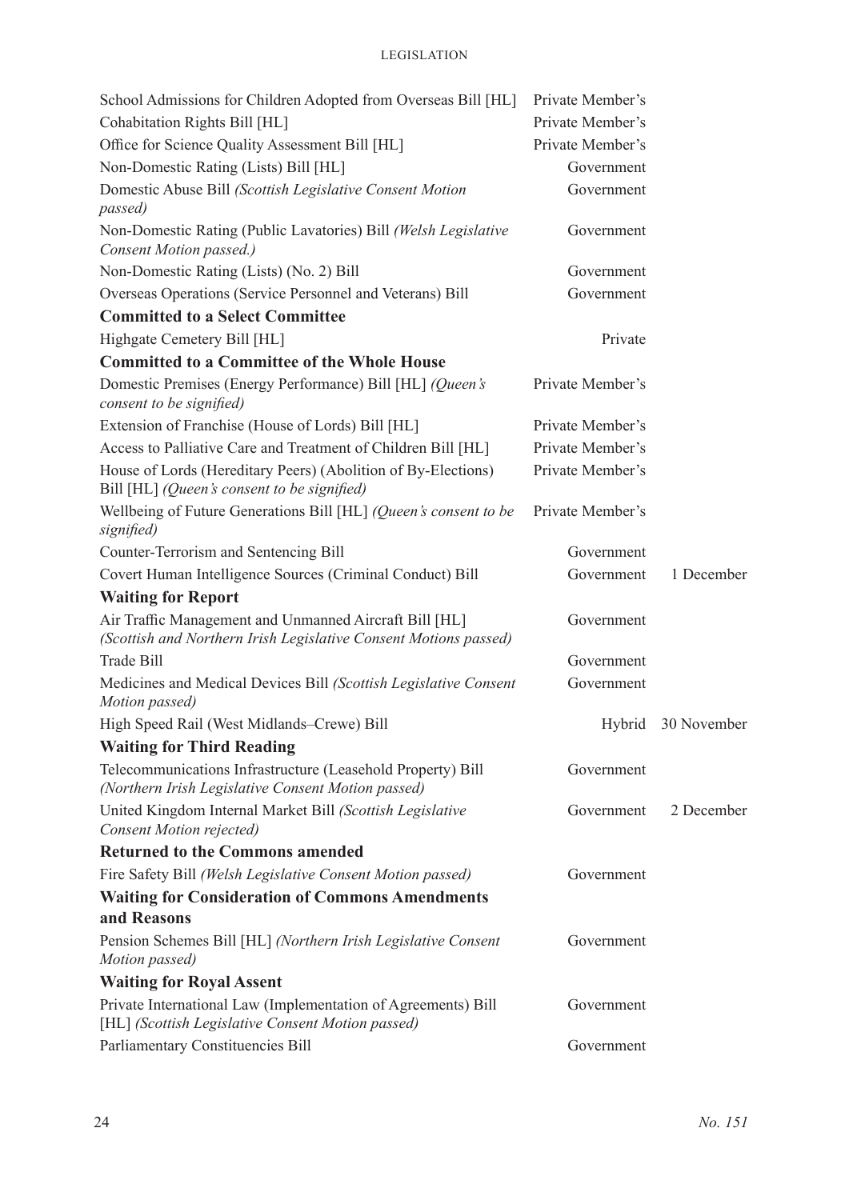| | | |
|---|---|---|
| School Admissions for Children Adopted from Overseas Bill [HL] | Private Member's | |
| Cohabitation Rights Bill [HL] | Private Member's | |
| Office for Science Quality Assessment Bill [HL] | Private Member's | |
| Non-Domestic Rating (Lists) Bill [HL] | Government | |
| Domestic Abuse Bill *(Scottish Legislative Consent Motion passed)* | Government | |
| Non-Domestic Rating (Public Lavatories) Bill *(Welsh Legislative Consent Motion passed.)* | Government | |
| Non-Domestic Rating (Lists) (No. 2) Bill | Government | |
| Overseas Operations (Service Personnel and Veterans) Bill | Government | |
| **Committed to a Select Committee** | | |
| Highgate Cemetery Bill [HL] | Private | |
| **Committed to a Committee of the Whole House** | | |
| Domestic Premises (Energy Performance) Bill [HL] *(Queen's consent to be signified)* | Private Member's | |
| Extension of Franchise (House of Lords) Bill [HL] | Private Member's | |
| Access to Palliative Care and Treatment of Children Bill [HL] | Private Member's | |
| House of Lords (Hereditary Peers) (Abolition of By-Elections) Bill [HL] *(Queen's consent to be signified)* | Private Member's | |
| Wellbeing of Future Generations Bill [HL] *(Queen's consent to be signified)* | Private Member's | |
| Counter-Terrorism and Sentencing Bill | Government | |
| Covert Human Intelligence Sources (Criminal Conduct) Bill | Government | 1 December |
| **Waiting for Report** | | |
| Air Traffic Management and Unmanned Aircraft Bill [HL] *(Scottish and Northern Irish Legislative Consent Motions passed)* | Government | |
| Trade Bill | Government | |
| Medicines and Medical Devices Bill *(Scottish Legislative Consent Motion passed)* | Government | |
| High Speed Rail (West Midlands–Crewe) Bill | Hybrid | 30 November |
| **Waiting for Third Reading** | | |
| Telecommunications Infrastructure (Leasehold Property) Bill *(Northern Irish Legislative Consent Motion passed)* | Government | |
| United Kingdom Internal Market Bill *(Scottish Legislative Consent Motion rejected)* | Government | 2 December |
| **Returned to the Commons amended** | | |
| Fire Safety Bill *(Welsh Legislative Consent Motion passed)* | Government | |
| **Waiting for Consideration of Commons Amendments and Reasons** | | |
| Pension Schemes Bill [HL] *(Northern Irish Legislative Consent Motion passed)* | Government | |
| **Waiting for Royal Assent** | | |
| Private International Law (Implementation of Agreements) Bill [HL] *(Scottish Legislative Consent Motion passed)* | Government | |
| Parliamentary Constituencies Bill | Government | |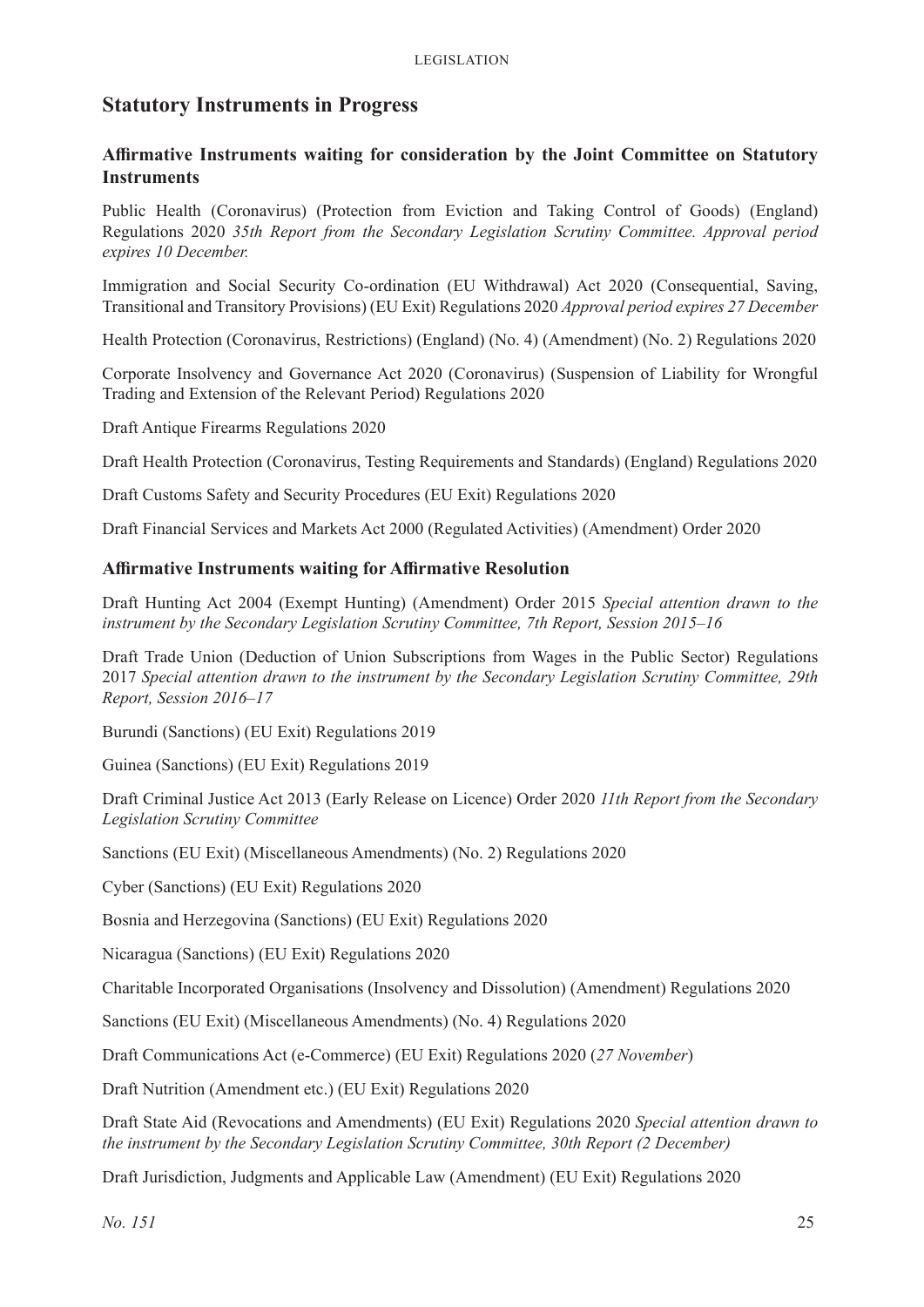## Statutory Instruments in Progress

### Affirmative Instruments waiting for consideration by the Joint Committee on Statutory Instruments

Public Health (Coronavirus) (Protection from Eviction and Taking Control of Goods) (England) Regulations 2020 *35th Report from the Secondary Legislation Scrutiny Committee. Approval period expires 10 December.*

Immigration and Social Security Co-ordination (EU Withdrawal) Act 2020 (Consequential, Saving, Transitional and Transitory Provisions) (EU Exit) Regulations 2020 *Approval period expires 27 December*

Health Protection (Coronavirus, Restrictions) (England) (No. 4) (Amendment) (No. 2) Regulations 2020

Corporate Insolvency and Governance Act 2020 (Coronavirus) (Suspension of Liability for Wrongful Trading and Extension of the Relevant Period) Regulations 2020

Draft Antique Firearms Regulations 2020

Draft Health Protection (Coronavirus, Testing Requirements and Standards) (England) Regulations 2020

Draft Customs Safety and Security Procedures (EU Exit) Regulations 2020

Draft Financial Services and Markets Act 2000 (Regulated Activities) (Amendment) Order 2020

### Affirmative Instruments waiting for Affirmative Resolution

Draft Hunting Act 2004 (Exempt Hunting) (Amendment) Order 2015 *Special attention drawn to the instrument by the Secondary Legislation Scrutiny Committee, 7th Report, Session 2015–16*

Draft Trade Union (Deduction of Union Subscriptions from Wages in the Public Sector) Regulations 2017 *Special attention drawn to the instrument by the Secondary Legislation Scrutiny Committee, 29th Report, Session 2016–17*

Burundi (Sanctions) (EU Exit) Regulations 2019

Guinea (Sanctions) (EU Exit) Regulations 2019

Draft Criminal Justice Act 2013 (Early Release on Licence) Order 2020 *11th Report from the Secondary Legislation Scrutiny Committee*

Sanctions (EU Exit) (Miscellaneous Amendments) (No. 2) Regulations 2020

Cyber (Sanctions) (EU Exit) Regulations 2020

Bosnia and Herzegovina (Sanctions) (EU Exit) Regulations 2020

Nicaragua (Sanctions) (EU Exit) Regulations 2020

Charitable Incorporated Organisations (Insolvency and Dissolution) (Amendment) Regulations 2020

Sanctions (EU Exit) (Miscellaneous Amendments) (No. 4) Regulations 2020

Draft Communications Act (e-Commerce) (EU Exit) Regulations 2020 (*27 November*)

Draft Nutrition (Amendment etc.) (EU Exit) Regulations 2020

Draft State Aid (Revocations and Amendments) (EU Exit) Regulations 2020 *Special attention drawn to the instrument by the Secondary Legislation Scrutiny Committee, 30th Report (2 December)*

Draft Jurisdiction, Judgments and Applicable Law (Amendment) (EU Exit) Regulations 2020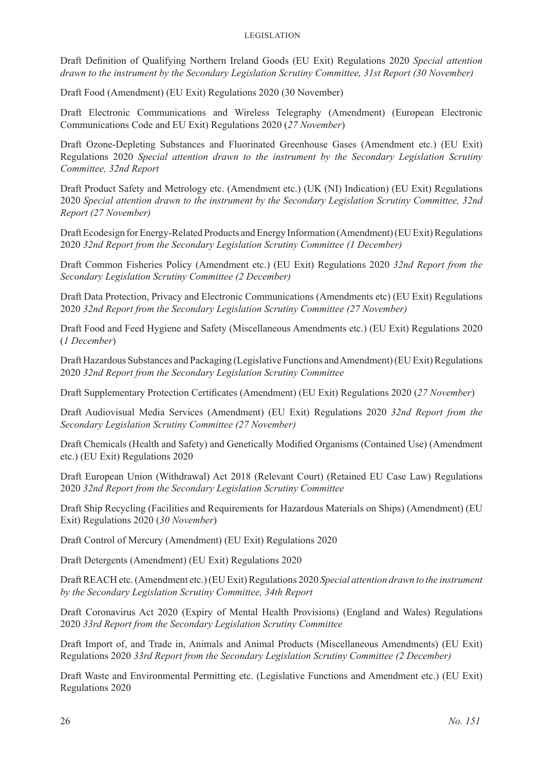Draft Definition of Qualifying Northern Ireland Goods (EU Exit) Regulations 2020 *Special attention drawn to the instrument by the Secondary Legislation Scrutiny Committee, 31st Report (30 November)*

Draft Food (Amendment) (EU Exit) Regulations 2020 (30 November)

Draft Electronic Communications and Wireless Telegraphy (Amendment) (European Electronic Communications Code and EU Exit) Regulations 2020 (*27 November*)

Draft Ozone-Depleting Substances and Fluorinated Greenhouse Gases (Amendment etc.) (EU Exit) Regulations 2020 *Special attention drawn to the instrument by the Secondary Legislation Scrutiny Committee, 32nd Report*

Draft Product Safety and Metrology etc. (Amendment etc.) (UK (NI) Indication) (EU Exit) Regulations 2020 *Special attention drawn to the instrument by the Secondary Legislation Scrutiny Committee, 32nd Report (27 November)*

Draft Ecodesign for Energy-Related Products and Energy Information (Amendment) (EU Exit) Regulations 2020 *32nd Report from the Secondary Legislation Scrutiny Committee (1 December)*

Draft Common Fisheries Policy (Amendment etc.) (EU Exit) Regulations 2020 *32nd Report from the Secondary Legislation Scrutiny Committee (2 December)*

Draft Data Protection, Privacy and Electronic Communications (Amendments etc) (EU Exit) Regulations 2020 *32nd Report from the Secondary Legislation Scrutiny Committee (27 November)*

Draft Food and Feed Hygiene and Safety (Miscellaneous Amendments etc.) (EU Exit) Regulations 2020 (*1 December*)

Draft Hazardous Substances and Packaging (Legislative Functions and Amendment) (EU Exit) Regulations 2020 *32nd Report from the Secondary Legislation Scrutiny Committee*

Draft Supplementary Protection Certificates (Amendment) (EU Exit) Regulations 2020 (*27 November*)

Draft Audiovisual Media Services (Amendment) (EU Exit) Regulations 2020 *32nd Report from the Secondary Legislation Scrutiny Committee (27 November)*

Draft Chemicals (Health and Safety) and Genetically Modified Organisms (Contained Use) (Amendment etc.) (EU Exit) Regulations 2020

Draft European Union (Withdrawal) Act 2018 (Relevant Court) (Retained EU Case Law) Regulations 2020 *32nd Report from the Secondary Legislation Scrutiny Committee*

Draft Ship Recycling (Facilities and Requirements for Hazardous Materials on Ships) (Amendment) (EU Exit) Regulations 2020 (*30 November*)

Draft Control of Mercury (Amendment) (EU Exit) Regulations 2020

Draft Detergents (Amendment) (EU Exit) Regulations 2020

Draft REACH etc. (Amendment etc.) (EU Exit) Regulations 2020 *Special attention drawn to the instrument by the Secondary Legislation Scrutiny Committee, 34th Report*

Draft Coronavirus Act 2020 (Expiry of Mental Health Provisions) (England and Wales) Regulations 2020 *33rd Report from the Secondary Legislation Scrutiny Committee*

Draft Import of, and Trade in, Animals and Animal Products (Miscellaneous Amendments) (EU Exit) Regulations 2020 *33rd Report from the Secondary Legislation Scrutiny Committee (2 December)*

Draft Waste and Environmental Permitting etc. (Legislative Functions and Amendment etc.) (EU Exit) Regulations 2020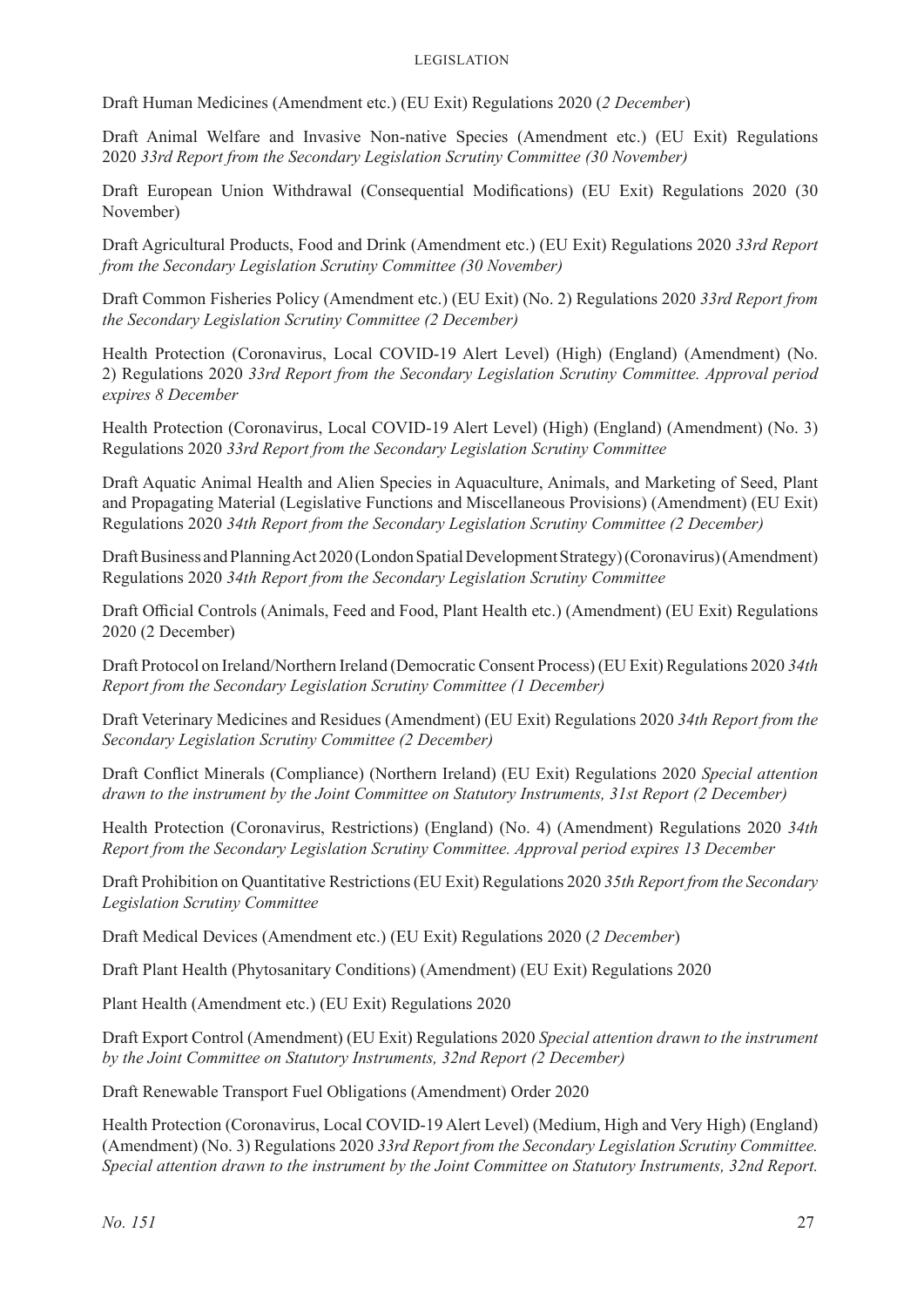Draft Human Medicines (Amendment etc.) (EU Exit) Regulations 2020 (*2 December*)

Draft Animal Welfare and Invasive Non-native Species (Amendment etc.) (EU Exit) Regulations 2020 *33rd Report from the Secondary Legislation Scrutiny Committee (30 November)*

Draft European Union Withdrawal (Consequential Modifications) (EU Exit) Regulations 2020 (30 November)

Draft Agricultural Products, Food and Drink (Amendment etc.) (EU Exit) Regulations 2020 *33rd Report from the Secondary Legislation Scrutiny Committee (30 November)*

Draft Common Fisheries Policy (Amendment etc.) (EU Exit) (No. 2) Regulations 2020 *33rd Report from the Secondary Legislation Scrutiny Committee (2 December)*

Health Protection (Coronavirus, Local COVID-19 Alert Level) (High) (England) (Amendment) (No. 2) Regulations 2020 *33rd Report from the Secondary Legislation Scrutiny Committee. Approval period expires 8 December*

Health Protection (Coronavirus, Local COVID-19 Alert Level) (High) (England) (Amendment) (No. 3) Regulations 2020 *33rd Report from the Secondary Legislation Scrutiny Committee*

Draft Aquatic Animal Health and Alien Species in Aquaculture, Animals, and Marketing of Seed, Plant and Propagating Material (Legislative Functions and Miscellaneous Provisions) (Amendment) (EU Exit) Regulations 2020 *34th Report from the Secondary Legislation Scrutiny Committee (2 December)*

Draft Business and Planning Act 2020 (London Spatial Development Strategy) (Coronavirus) (Amendment) Regulations 2020 *34th Report from the Secondary Legislation Scrutiny Committee*

Draft Official Controls (Animals, Feed and Food, Plant Health etc.) (Amendment) (EU Exit) Regulations 2020 (2 December)

Draft Protocol on Ireland/Northern Ireland (Democratic Consent Process) (EU Exit) Regulations 2020 *34th Report from the Secondary Legislation Scrutiny Committee (1 December)*

Draft Veterinary Medicines and Residues (Amendment) (EU Exit) Regulations 2020 *34th Report from the Secondary Legislation Scrutiny Committee (2 December)*

Draft Conflict Minerals (Compliance) (Northern Ireland) (EU Exit) Regulations 2020 *Special attention drawn to the instrument by the Joint Committee on Statutory Instruments, 31st Report (2 December)*

Health Protection (Coronavirus, Restrictions) (England) (No. 4) (Amendment) Regulations 2020 *34th Report from the Secondary Legislation Scrutiny Committee. Approval period expires 13 December*

Draft Prohibition on Quantitative Restrictions (EU Exit) Regulations 2020 *35th Report from the Secondary Legislation Scrutiny Committee*

Draft Medical Devices (Amendment etc.) (EU Exit) Regulations 2020 (*2 December*)

Draft Plant Health (Phytosanitary Conditions) (Amendment) (EU Exit) Regulations 2020

Plant Health (Amendment etc.) (EU Exit) Regulations 2020

Draft Export Control (Amendment) (EU Exit) Regulations 2020 *Special attention drawn to the instrument by the Joint Committee on Statutory Instruments, 32nd Report (2 December)*

Draft Renewable Transport Fuel Obligations (Amendment) Order 2020

Health Protection (Coronavirus, Local COVID-19 Alert Level) (Medium, High and Very High) (England) (Amendment) (No. 3) Regulations 2020 *33rd Report from the Secondary Legislation Scrutiny Committee. Special attention drawn to the instrument by the Joint Committee on Statutory Instruments, 32nd Report.*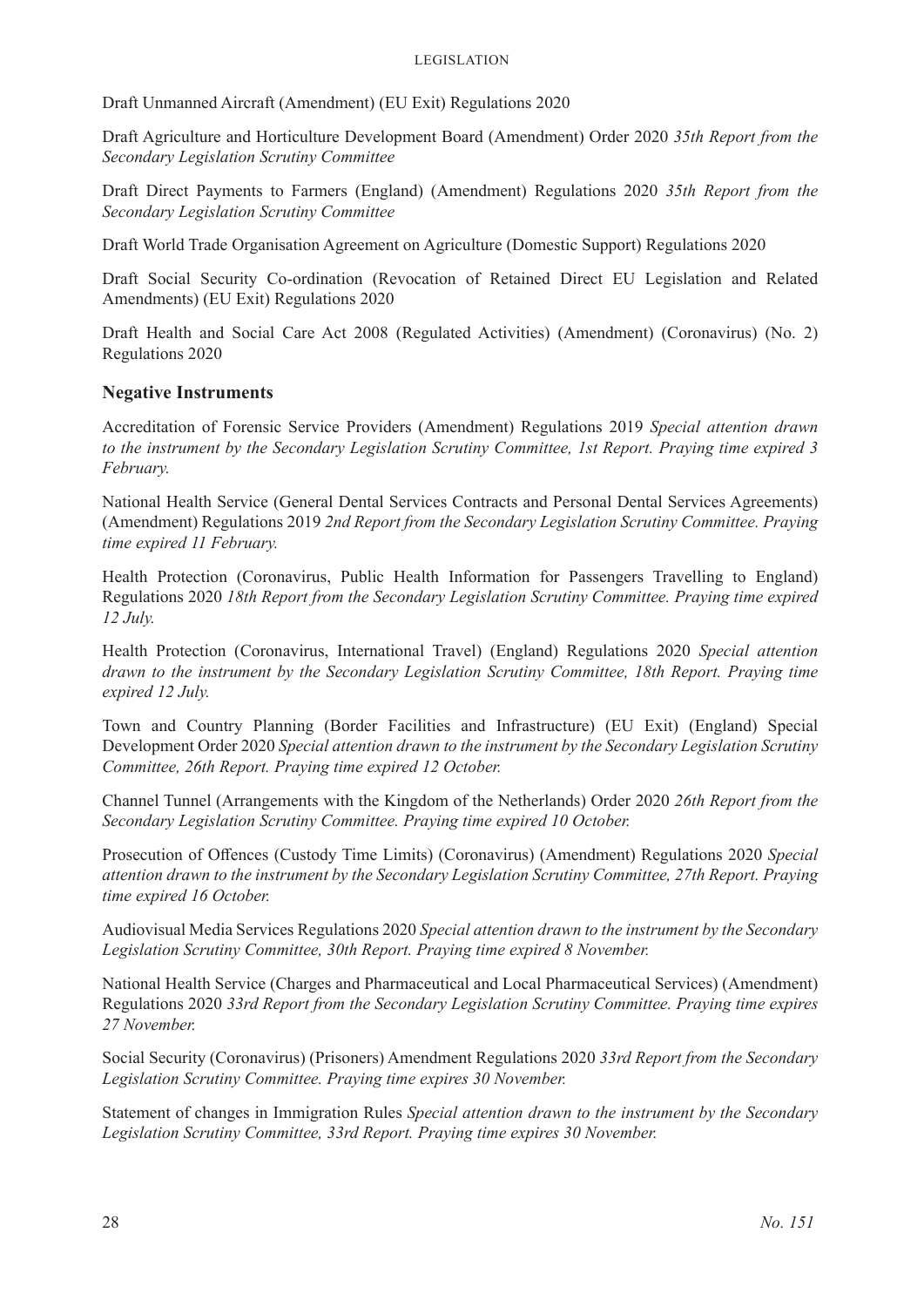Draft Unmanned Aircraft (Amendment) (EU Exit) Regulations 2020

Draft Agriculture and Horticulture Development Board (Amendment) Order 2020 *35th Report from the Secondary Legislation Scrutiny Committee*

Draft Direct Payments to Farmers (England) (Amendment) Regulations 2020 *35th Report from the Secondary Legislation Scrutiny Committee*

Draft World Trade Organisation Agreement on Agriculture (Domestic Support) Regulations 2020

Draft Social Security Co-ordination (Revocation of Retained Direct EU Legislation and Related Amendments) (EU Exit) Regulations 2020

Draft Health and Social Care Act 2008 (Regulated Activities) (Amendment) (Coronavirus) (No. 2) Regulations 2020

### Negative Instruments

Accreditation of Forensic Service Providers (Amendment) Regulations 2019 *Special attention drawn to the instrument by the Secondary Legislation Scrutiny Committee, 1st Report. Praying time expired 3 February.*

National Health Service (General Dental Services Contracts and Personal Dental Services Agreements) (Amendment) Regulations 2019 *2nd Report from the Secondary Legislation Scrutiny Committee. Praying time expired 11 February.*

Health Protection (Coronavirus, Public Health Information for Passengers Travelling to England) Regulations 2020 *18th Report from the Secondary Legislation Scrutiny Committee. Praying time expired 12 July.*

Health Protection (Coronavirus, International Travel) (England) Regulations 2020 *Special attention drawn to the instrument by the Secondary Legislation Scrutiny Committee, 18th Report. Praying time expired 12 July.*

Town and Country Planning (Border Facilities and Infrastructure) (EU Exit) (England) Special Development Order 2020 *Special attention drawn to the instrument by the Secondary Legislation Scrutiny Committee, 26th Report. Praying time expired 12 October.*

Channel Tunnel (Arrangements with the Kingdom of the Netherlands) Order 2020 *26th Report from the Secondary Legislation Scrutiny Committee. Praying time expired 10 October.*

Prosecution of Offences (Custody Time Limits) (Coronavirus) (Amendment) Regulations 2020 *Special attention drawn to the instrument by the Secondary Legislation Scrutiny Committee, 27th Report. Praying time expired 16 October.*

Audiovisual Media Services Regulations 2020 *Special attention drawn to the instrument by the Secondary Legislation Scrutiny Committee, 30th Report. Praying time expired 8 November.*

National Health Service (Charges and Pharmaceutical and Local Pharmaceutical Services) (Amendment) Regulations 2020 *33rd Report from the Secondary Legislation Scrutiny Committee. Praying time expires 27 November.*

Social Security (Coronavirus) (Prisoners) Amendment Regulations 2020 *33rd Report from the Secondary Legislation Scrutiny Committee. Praying time expires 30 November.*

Statement of changes in Immigration Rules *Special attention drawn to the instrument by the Secondary Legislation Scrutiny Committee, 33rd Report. Praying time expires 30 November.*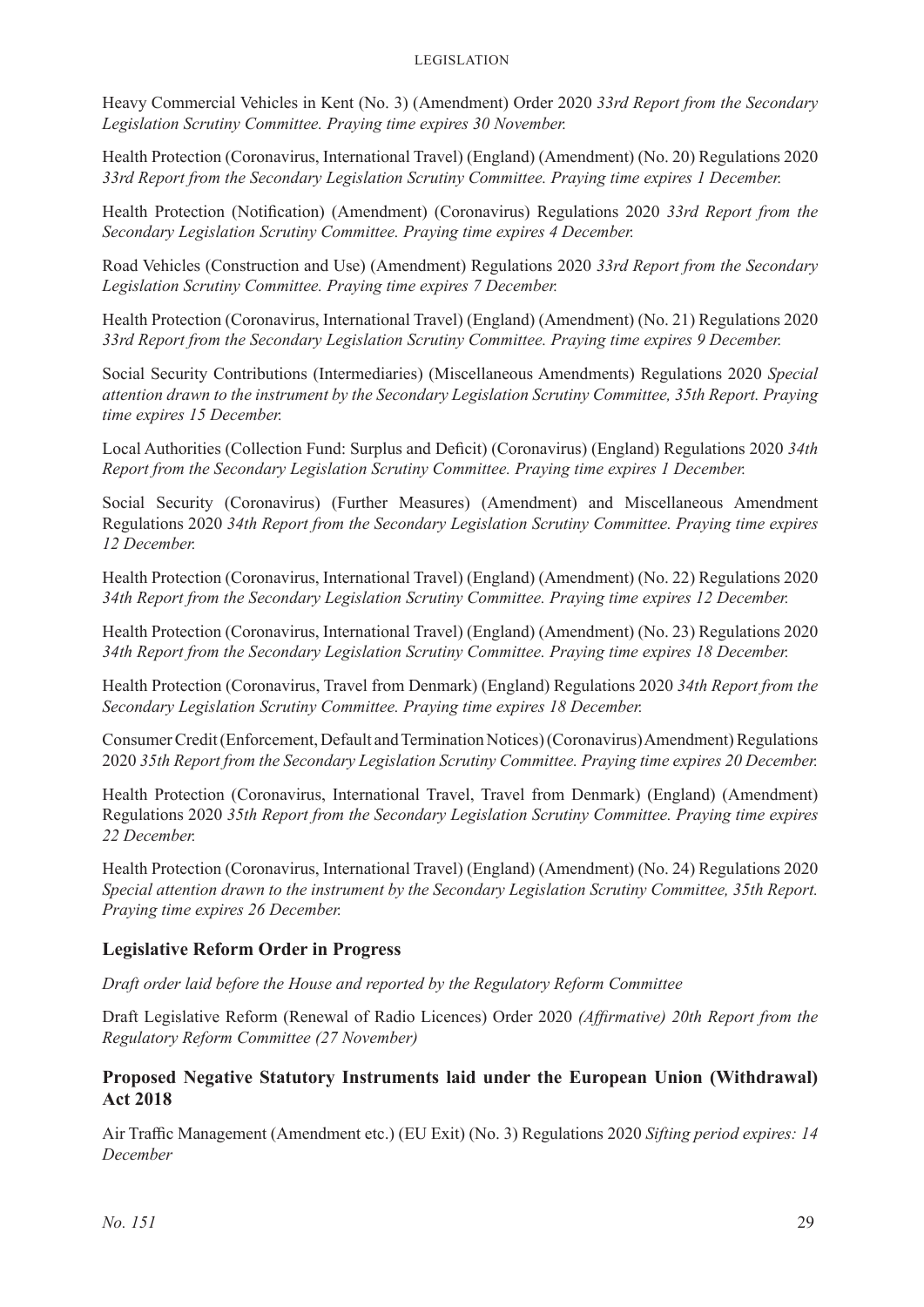Heavy Commercial Vehicles in Kent (No. 3) (Amendment) Order 2020 *33rd Report from the Secondary Legislation Scrutiny Committee. Praying time expires 30 November.*

Health Protection (Coronavirus, International Travel) (England) (Amendment) (No. 20) Regulations 2020 *33rd Report from the Secondary Legislation Scrutiny Committee. Praying time expires 1 December.*

Health Protection (Notification) (Amendment) (Coronavirus) Regulations 2020 *33rd Report from the Secondary Legislation Scrutiny Committee. Praying time expires 4 December.*

Road Vehicles (Construction and Use) (Amendment) Regulations 2020 *33rd Report from the Secondary Legislation Scrutiny Committee. Praying time expires 7 December.*

Health Protection (Coronavirus, International Travel) (England) (Amendment) (No. 21) Regulations 2020 *33rd Report from the Secondary Legislation Scrutiny Committee. Praying time expires 9 December.*

Social Security Contributions (Intermediaries) (Miscellaneous Amendments) Regulations 2020 *Special attention drawn to the instrument by the Secondary Legislation Scrutiny Committee, 35th Report. Praying time expires 15 December.*

Local Authorities (Collection Fund: Surplus and Deficit) (Coronavirus) (England) Regulations 2020 *34th Report from the Secondary Legislation Scrutiny Committee. Praying time expires 1 December.*

Social Security (Coronavirus) (Further Measures) (Amendment) and Miscellaneous Amendment Regulations 2020 *34th Report from the Secondary Legislation Scrutiny Committee. Praying time expires 12 December.*

Health Protection (Coronavirus, International Travel) (England) (Amendment) (No. 22) Regulations 2020 *34th Report from the Secondary Legislation Scrutiny Committee. Praying time expires 12 December.*

Health Protection (Coronavirus, International Travel) (England) (Amendment) (No. 23) Regulations 2020 *34th Report from the Secondary Legislation Scrutiny Committee. Praying time expires 18 December.*

Health Protection (Coronavirus, Travel from Denmark) (England) Regulations 2020 *34th Report from the Secondary Legislation Scrutiny Committee. Praying time expires 18 December.*

Consumer Credit (Enforcement, Default and Termination Notices) (Coronavirus) Amendment) Regulations 2020 *35th Report from the Secondary Legislation Scrutiny Committee. Praying time expires 20 December.*

Health Protection (Coronavirus, International Travel, Travel from Denmark) (England) (Amendment) Regulations 2020 *35th Report from the Secondary Legislation Scrutiny Committee. Praying time expires 22 December.*

Health Protection (Coronavirus, International Travel) (England) (Amendment) (No. 24) Regulations 2020 *Special attention drawn to the instrument by the Secondary Legislation Scrutiny Committee, 35th Report. Praying time expires 26 December.*

### Legislative Reform Order in Progress

*Draft order laid before the House and reported by the Regulatory Reform Committee*

Draft Legislative Reform (Renewal of Radio Licences) Order 2020 *(Affirmative) 20th Report from the Regulatory Reform Committee (27 November)*

### Proposed Negative Statutory Instruments laid under the European Union (Withdrawal) Act 2018

Air Traffic Management (Amendment etc.) (EU Exit) (No. 3) Regulations 2020 *Sifting period expires: 14 December*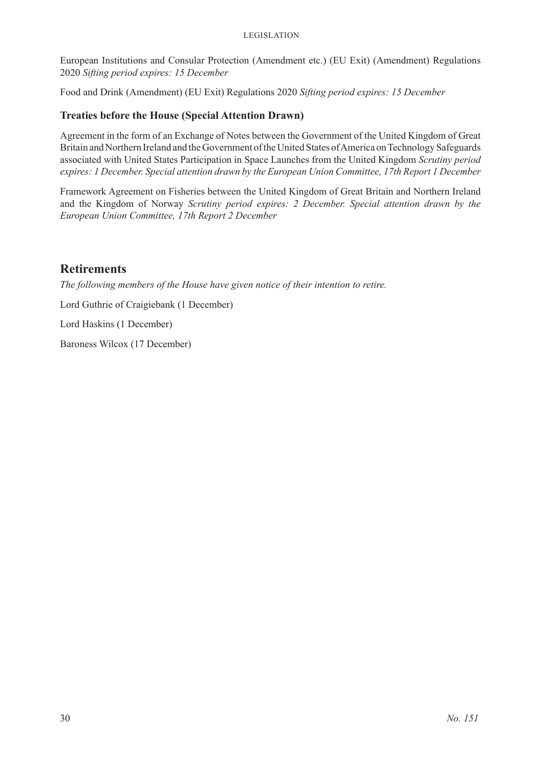European Institutions and Consular Protection (Amendment etc.) (EU Exit) (Amendment) Regulations 2020 *Sifting period expires: 15 December*

Food and Drink (Amendment) (EU Exit) Regulations 2020 *Sifting period expires: 15 December*

### Treaties before the House (Special Attention Drawn)

Agreement in the form of an Exchange of Notes between the Government of the United Kingdom of Great Britain and Northern Ireland and the Government of the United States of America on Technology Safeguards associated with United States Participation in Space Launches from the United Kingdom *Scrutiny period expires: 1 December. Special attention drawn by the European Union Committee, 17th Report 1 December*

Framework Agreement on Fisheries between the United Kingdom of Great Britain and Northern Ireland and the Kingdom of Norway *Scrutiny period expires: 2 December. Special attention drawn by the European Union Committee, 17th Report 2 December*

## Retirements

*The following members of the House have given notice of their intention to retire.*

Lord Guthrie of Craigiebank (1 December)

Lord Haskins (1 December)

Baroness Wilcox (17 December)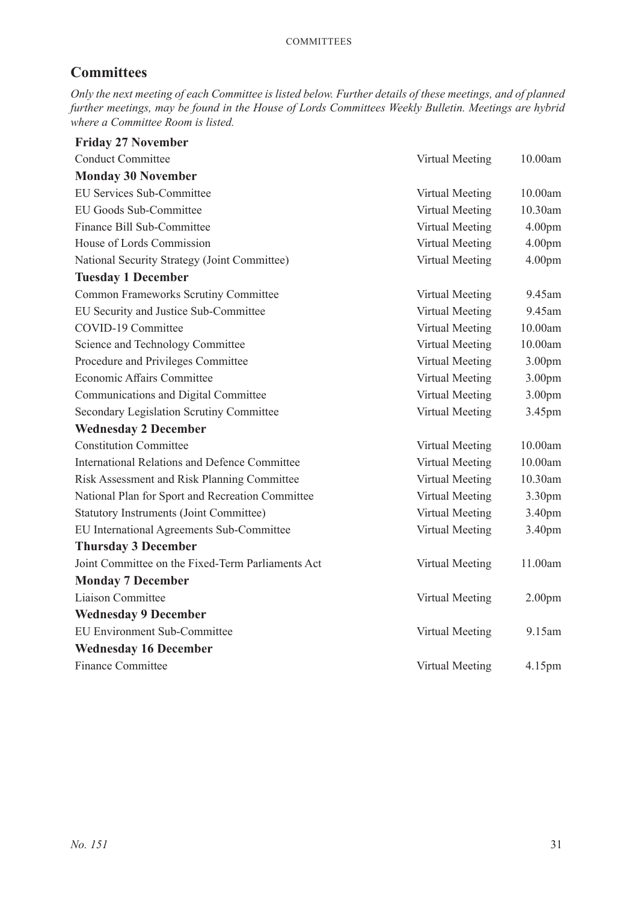## Committees

*Only the next meeting of each Committee is listed below. Further details of these meetings, and of planned further meetings, may be found in the House of Lords Committees Weekly Bulletin. Meetings are hybrid where a Committee Room is listed.*

| | | |
|---|---|---|
| **Friday 27 November** | | |
| Conduct Committee | Virtual Meeting | 10.00am |
| **Monday 30 November** | | |
| EU Services Sub-Committee | Virtual Meeting | 10.00am |
| EU Goods Sub-Committee | Virtual Meeting | 10.30am |
| Finance Bill Sub-Committee | Virtual Meeting | 4.00pm |
| House of Lords Commission | Virtual Meeting | 4.00pm |
| National Security Strategy (Joint Committee) | Virtual Meeting | 4.00pm |
| **Tuesday 1 December** | | |
| Common Frameworks Scrutiny Committee | Virtual Meeting | 9.45am |
| EU Security and Justice Sub-Committee | Virtual Meeting | 9.45am |
| COVID-19 Committee | Virtual Meeting | 10.00am |
| Science and Technology Committee | Virtual Meeting | 10.00am |
| Procedure and Privileges Committee | Virtual Meeting | 3.00pm |
| Economic Affairs Committee | Virtual Meeting | 3.00pm |
| Communications and Digital Committee | Virtual Meeting | 3.00pm |
| Secondary Legislation Scrutiny Committee | Virtual Meeting | 3.45pm |
| **Wednesday 2 December** | | |
| Constitution Committee | Virtual Meeting | 10.00am |
| International Relations and Defence Committee | Virtual Meeting | 10.00am |
| Risk Assessment and Risk Planning Committee | Virtual Meeting | 10.30am |
| National Plan for Sport and Recreation Committee | Virtual Meeting | 3.30pm |
| Statutory Instruments (Joint Committee) | Virtual Meeting | 3.40pm |
| EU International Agreements Sub-Committee | Virtual Meeting | 3.40pm |
| **Thursday 3 December** | | |
| Joint Committee on the Fixed-Term Parliaments Act | Virtual Meeting | 11.00am |
| **Monday 7 December** | | |
| Liaison Committee | Virtual Meeting | 2.00pm |
| **Wednesday 9 December** | | |
| EU Environment Sub-Committee | Virtual Meeting | 9.15am |
| **Wednesday 16 December** | | |
| Finance Committee | Virtual Meeting | 4.15pm |

*No. 151*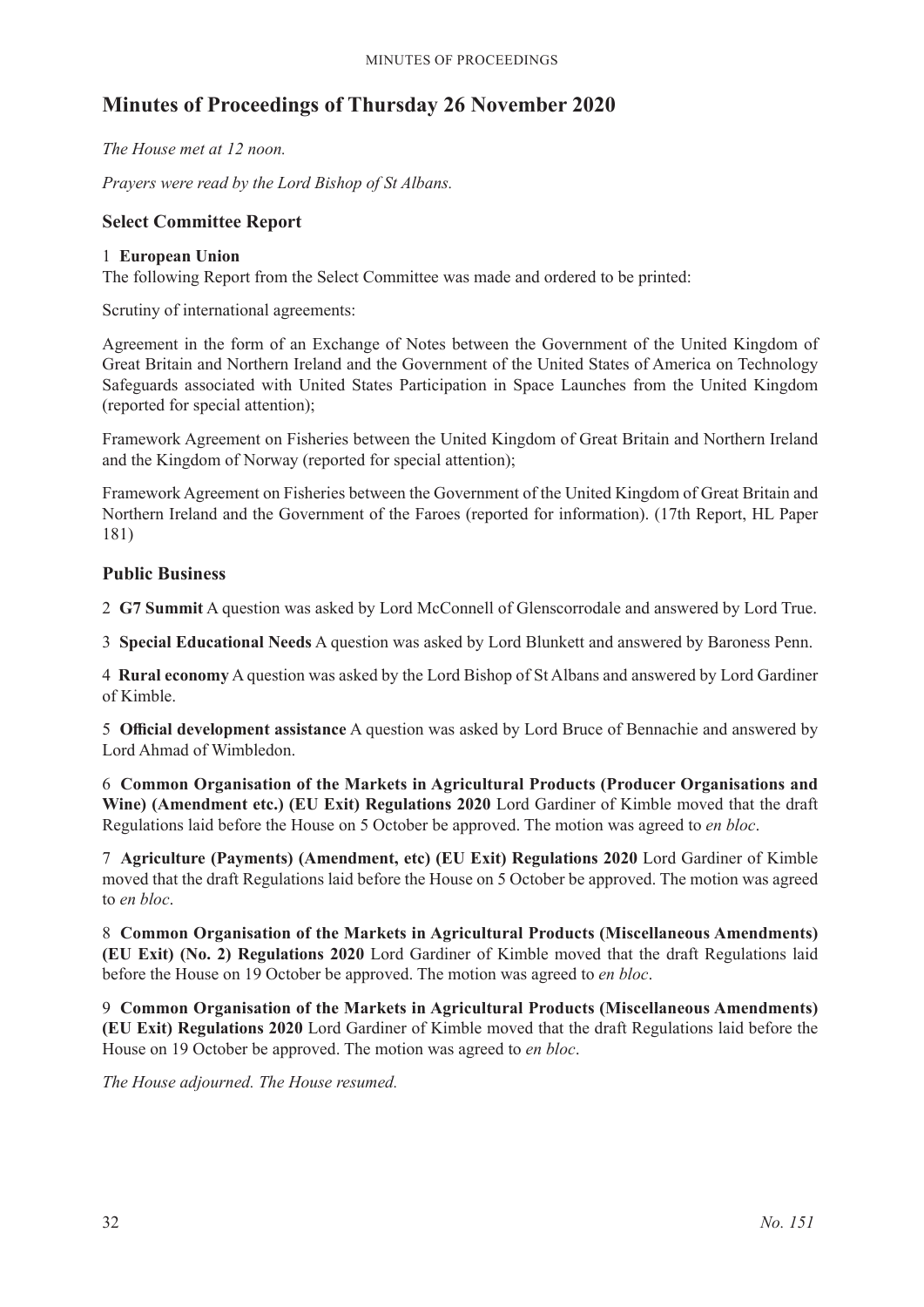# Minutes of Proceedings of Thursday 26 November 2020

*The House met at 12 noon.*

*Prayers were read by the Lord Bishop of St Albans.*

## Select Committee Report

1 **European Union**
The following Report from the Select Committee was made and ordered to be printed:

Scrutiny of international agreements:

Agreement in the form of an Exchange of Notes between the Government of the United Kingdom of Great Britain and Northern Ireland and the Government of the United States of America on Technology Safeguards associated with United States Participation in Space Launches from the United Kingdom (reported for special attention);

Framework Agreement on Fisheries between the United Kingdom of Great Britain and Northern Ireland and the Kingdom of Norway (reported for special attention);

Framework Agreement on Fisheries between the Government of the United Kingdom of Great Britain and Northern Ireland and the Government of the Faroes (reported for information). (17th Report, HL Paper 181)

## Public Business

2 **G7 Summit** A question was asked by Lord McConnell of Glenscorrodale and answered by Lord True.

3 **Special Educational Needs** A question was asked by Lord Blunkett and answered by Baroness Penn.

4 **Rural economy** A question was asked by the Lord Bishop of St Albans and answered by Lord Gardiner of Kimble.

5 **Official development assistance** A question was asked by Lord Bruce of Bennachie and answered by Lord Ahmad of Wimbledon.

6 **Common Organisation of the Markets in Agricultural Products (Producer Organisations and Wine) (Amendment etc.) (EU Exit) Regulations 2020** Lord Gardiner of Kimble moved that the draft Regulations laid before the House on 5 October be approved. The motion was agreed to *en bloc*.

7 **Agriculture (Payments) (Amendment, etc) (EU Exit) Regulations 2020** Lord Gardiner of Kimble moved that the draft Regulations laid before the House on 5 October be approved. The motion was agreed to *en bloc*.

8 **Common Organisation of the Markets in Agricultural Products (Miscellaneous Amendments) (EU Exit) (No. 2) Regulations 2020** Lord Gardiner of Kimble moved that the draft Regulations laid before the House on 19 October be approved. The motion was agreed to *en bloc*.

9 **Common Organisation of the Markets in Agricultural Products (Miscellaneous Amendments) (EU Exit) Regulations 2020** Lord Gardiner of Kimble moved that the draft Regulations laid before the House on 19 October be approved. The motion was agreed to *en bloc*.

*The House adjourned. The House resumed.*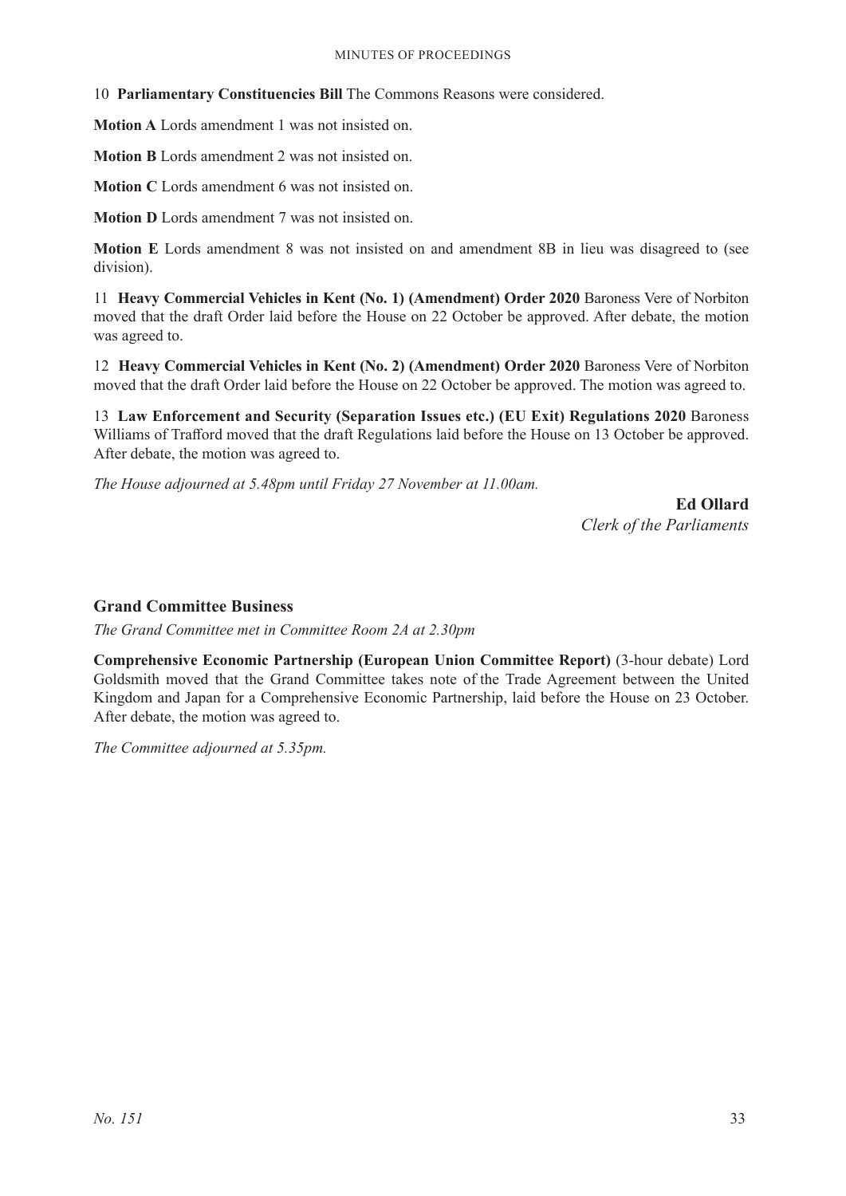10 **Parliamentary Constituencies Bill** The Commons Reasons were considered.

**Motion A** Lords amendment 1 was not insisted on.

**Motion B** Lords amendment 2 was not insisted on.

**Motion C** Lords amendment 6 was not insisted on.

**Motion D** Lords amendment 7 was not insisted on.

**Motion E** Lords amendment 8 was not insisted on and amendment 8B in lieu was disagreed to (see division).

11 **Heavy Commercial Vehicles in Kent (No. 1) (Amendment) Order 2020** Baroness Vere of Norbiton moved that the draft Order laid before the House on 22 October be approved. After debate, the motion was agreed to.

12 **Heavy Commercial Vehicles in Kent (No. 2) (Amendment) Order 2020** Baroness Vere of Norbiton moved that the draft Order laid before the House on 22 October be approved. The motion was agreed to.

13 **Law Enforcement and Security (Separation Issues etc.) (EU Exit) Regulations 2020** Baroness Williams of Trafford moved that the draft Regulations laid before the House on 13 October be approved. After debate, the motion was agreed to.

*The House adjourned at 5.48pm until Friday 27 November at 11.00am.*

**Ed Ollard**
*Clerk of the Parliaments*

## Grand Committee Business

*The Grand Committee met in Committee Room 2A at 2.30pm*

**Comprehensive Economic Partnership (European Union Committee Report)** (3-hour debate) Lord Goldsmith moved that the Grand Committee takes note of the Trade Agreement between the United Kingdom and Japan for a Comprehensive Economic Partnership, laid before the House on 23 October. After debate, the motion was agreed to.

*The Committee adjourned at 5.35pm.*

*No. 151*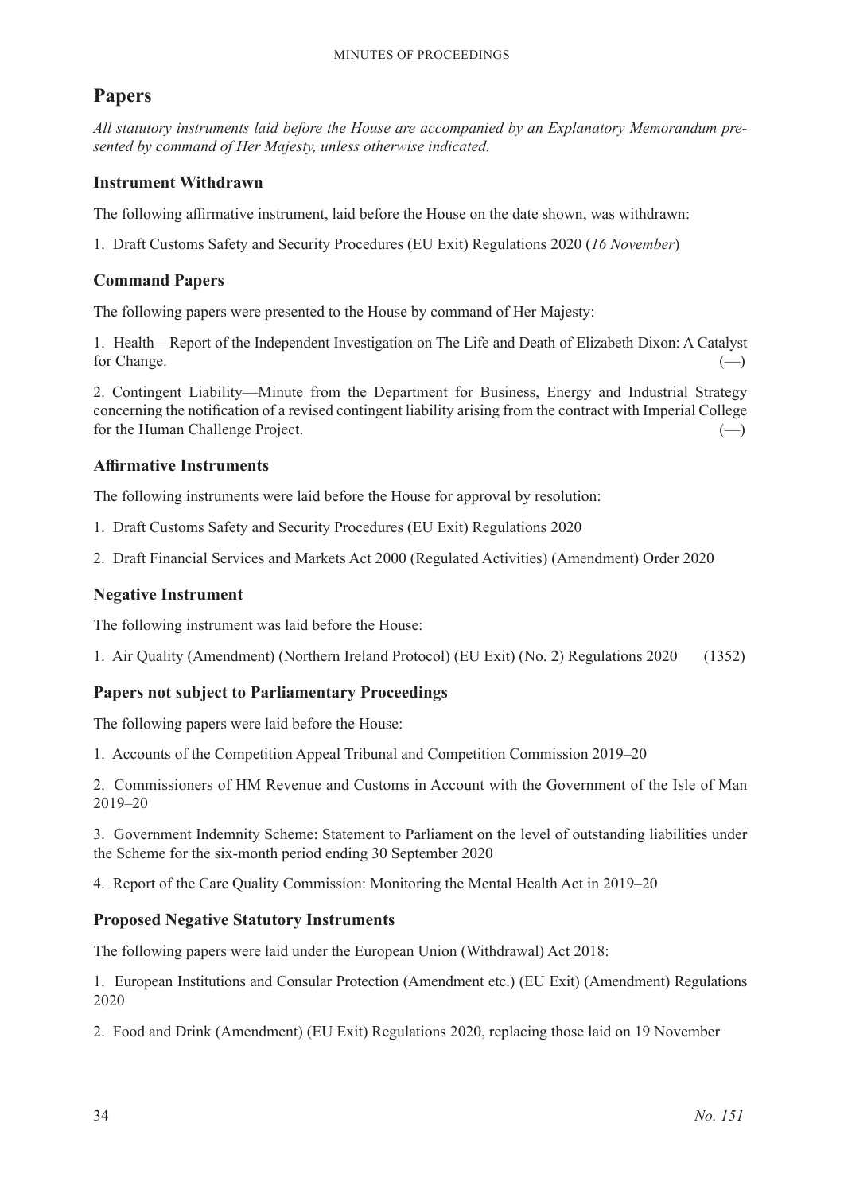## Papers

*All statutory instruments laid before the House are accompanied by an Explanatory Memorandum presented by command of Her Majesty, unless otherwise indicated.*

### Instrument Withdrawn

The following affirmative instrument, laid before the House on the date shown, was withdrawn:

1. Draft Customs Safety and Security Procedures (EU Exit) Regulations 2020 (*16 November*)

### Command Papers

The following papers were presented to the House by command of Her Majesty:

1. Health—Report of the Independent Investigation on The Life and Death of Elizabeth Dixon: A Catalyst for Change. (—)

2. Contingent Liability—Minute from the Department for Business, Energy and Industrial Strategy concerning the notification of a revised contingent liability arising from the contract with Imperial College for the Human Challenge Project. (—)

### Affirmative Instruments

The following instruments were laid before the House for approval by resolution:

1. Draft Customs Safety and Security Procedures (EU Exit) Regulations 2020

2. Draft Financial Services and Markets Act 2000 (Regulated Activities) (Amendment) Order 2020

### Negative Instrument

The following instrument was laid before the House:

1. Air Quality (Amendment) (Northern Ireland Protocol) (EU Exit) (No. 2) Regulations 2020 (1352)

### Papers not subject to Parliamentary Proceedings

The following papers were laid before the House:

1. Accounts of the Competition Appeal Tribunal and Competition Commission 2019–20

2. Commissioners of HM Revenue and Customs in Account with the Government of the Isle of Man 2019–20

3. Government Indemnity Scheme: Statement to Parliament on the level of outstanding liabilities under the Scheme for the six-month period ending 30 September 2020

4. Report of the Care Quality Commission: Monitoring the Mental Health Act in 2019–20

### Proposed Negative Statutory Instruments

The following papers were laid under the European Union (Withdrawal) Act 2018:

1. European Institutions and Consular Protection (Amendment etc.) (EU Exit) (Amendment) Regulations 2020

2. Food and Drink (Amendment) (EU Exit) Regulations 2020, replacing those laid on 19 November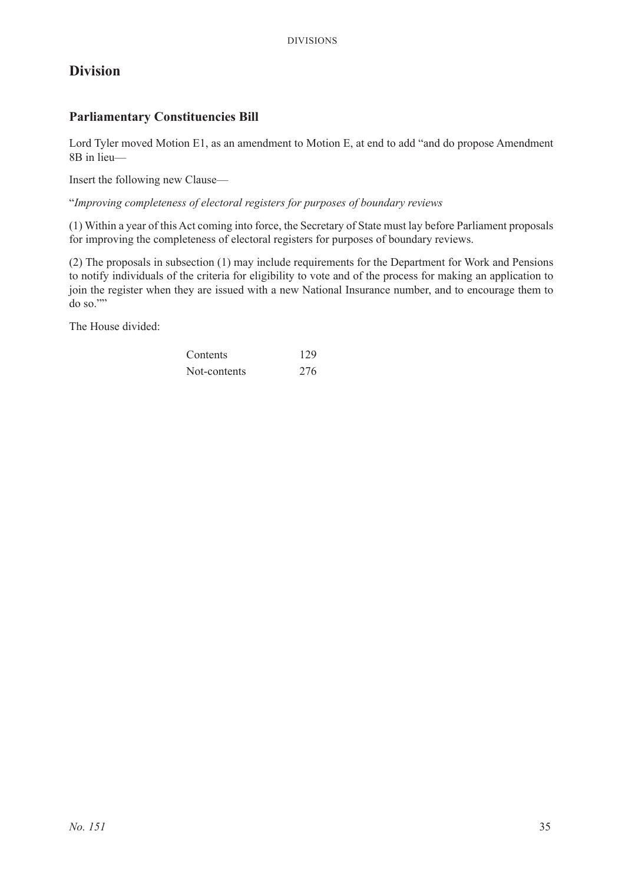## Division

### Parliamentary Constituencies Bill

Lord Tyler moved Motion E1, as an amendment to Motion E, at end to add "and do propose Amendment 8B in lieu—

Insert the following new Clause—

"*Improving completeness of electoral registers for purposes of boundary reviews*

(1) Within a year of this Act coming into force, the Secretary of State must lay before Parliament proposals for improving the completeness of electoral registers for purposes of boundary reviews.

(2) The proposals in subsection (1) may include requirements for the Department for Work and Pensions to notify individuals of the criteria for eligibility to vote and of the process for making an application to join the register when they are issued with a new National Insurance number, and to encourage them to do so.""

The House divided:

| | |
|---|---|
| Contents | 129 |
| Not-contents | 276 |